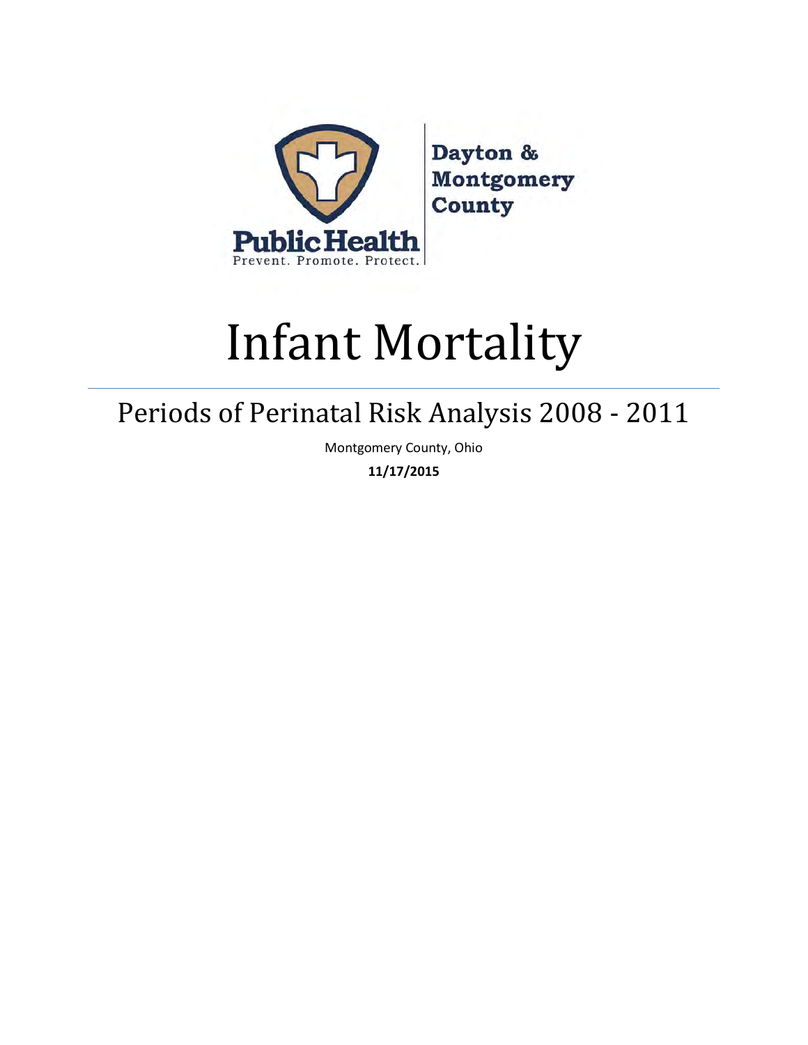Public Health

Prevent. Promote. Protect.

Dayton & Montgomery County

# Infant Mortality

## Periods of Perinatal Risk Analysis 2008 - 2011

Montgomery County, Ohio

**11/17/2015**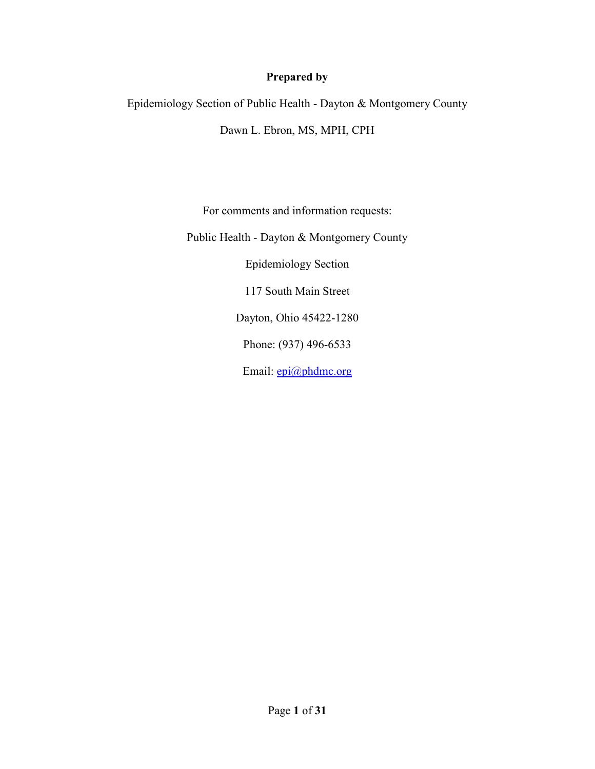**Prepared by**

Epidemiology Section of Public Health - Dayton & Montgomery County

Dawn L. Ebron, MS, MPH, CPH

For comments and information requests:

Public Health - Dayton & Montgomery County

Epidemiology Section

117 South Main Street

Dayton, Ohio 45422-1280

Phone: (937) 496-6533

Email: epi@phdmc.org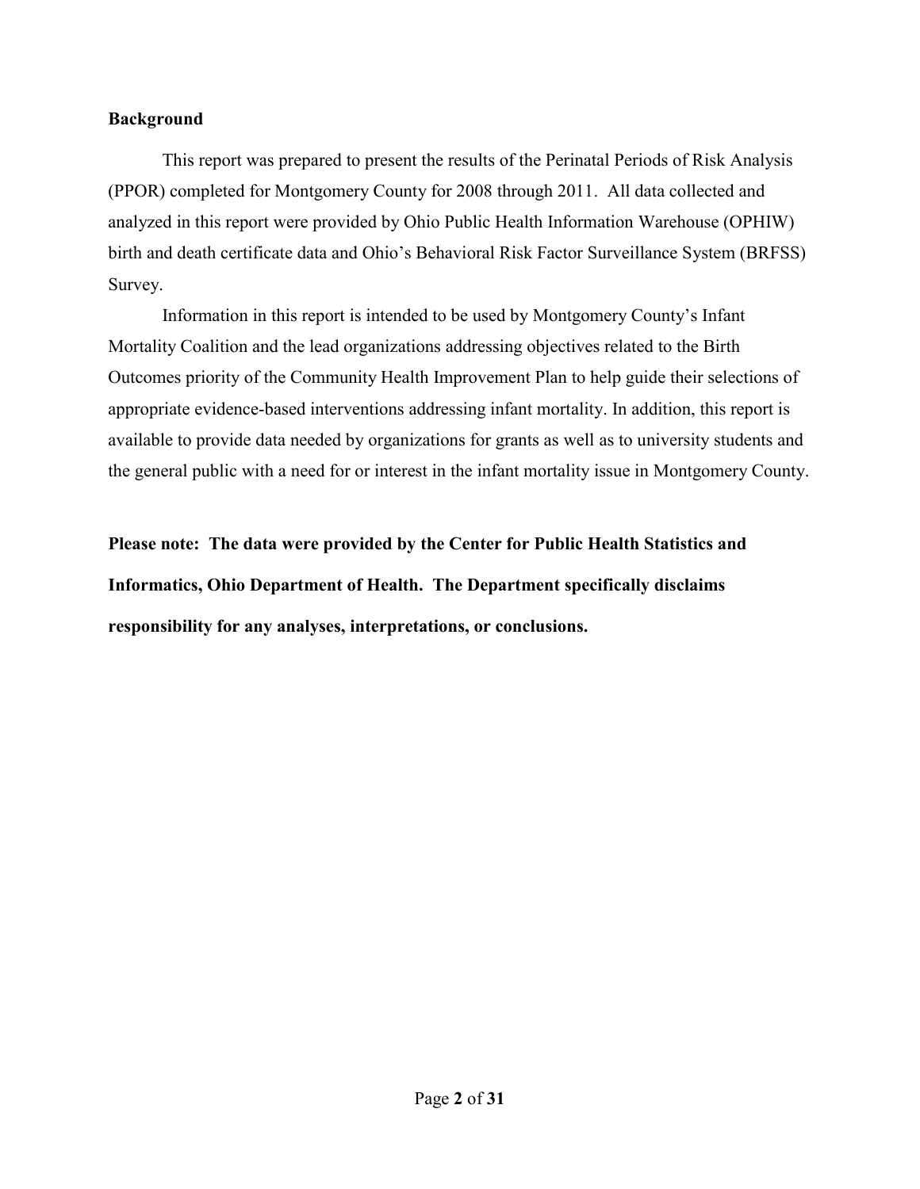## Background

This report was prepared to present the results of the Perinatal Periods of Risk Analysis (PPOR) completed for Montgomery County for 2008 through 2011. All data collected and analyzed in this report were provided by Ohio Public Health Information Warehouse (OPHIW) birth and death certificate data and Ohio's Behavioral Risk Factor Surveillance System (BRFSS) Survey.

Information in this report is intended to be used by Montgomery County's Infant Mortality Coalition and the lead organizations addressing objectives related to the Birth Outcomes priority of the Community Health Improvement Plan to help guide their selections of appropriate evidence-based interventions addressing infant mortality. In addition, this report is available to provide data needed by organizations for grants as well as to university students and the general public with a need for or interest in the infant mortality issue in Montgomery County.

**Please note: The data were provided by the Center for Public Health Statistics and Informatics, Ohio Department of Health. The Department specifically disclaims responsibility for any analyses, interpretations, or conclusions.**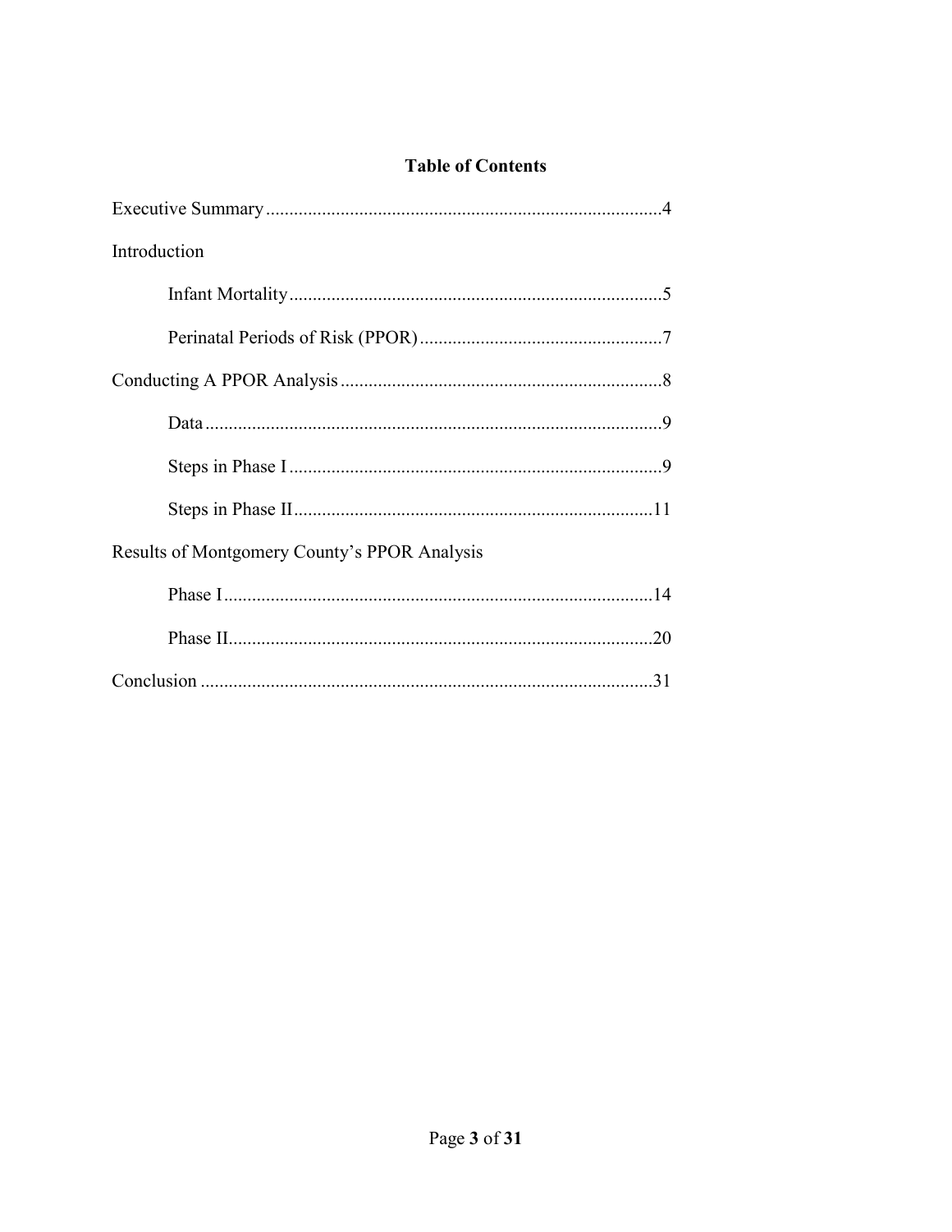# Table of Contents

Executive Summary....................................................................................4

Introduction

- Infant Mortality...............................................................................5
- Perinatal Periods of Risk (PPOR)....................................................7

Conducting A PPOR Analysis....................................................................8

- Data.................................................................................................9
- Steps in Phase I...............................................................................9
- Steps in Phase II............................................................................11

Results of Montgomery County's PPOR Analysis

- Phase I...........................................................................................14
- Phase II..........................................................................................20

Conclusion ................................................................................................31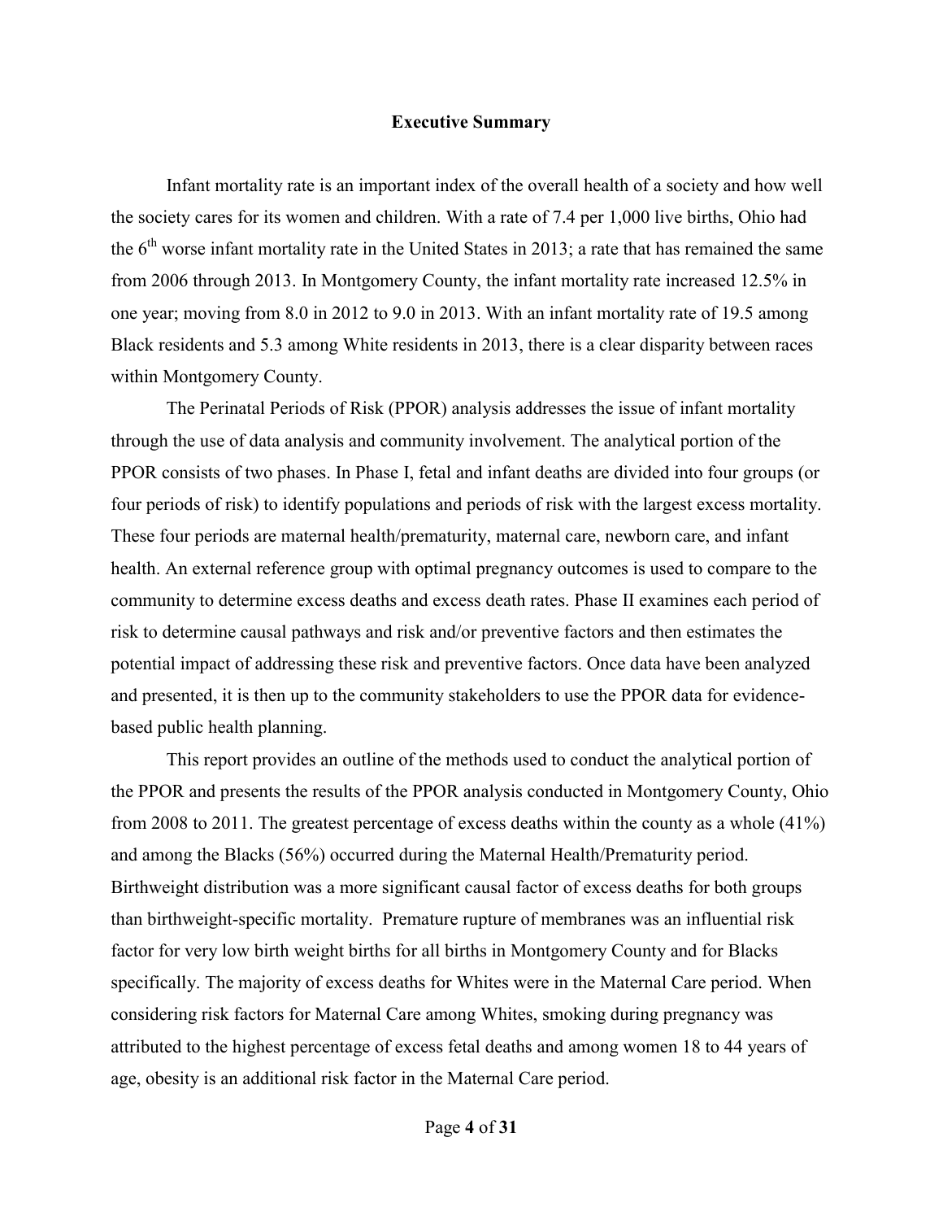## Executive Summary

Infant mortality rate is an important index of the overall health of a society and how well the society cares for its women and children. With a rate of 7.4 per 1,000 live births, Ohio had the 6th worse infant mortality rate in the United States in 2013; a rate that has remained the same from 2006 through 2013. In Montgomery County, the infant mortality rate increased 12.5% in one year; moving from 8.0 in 2012 to 9.0 in 2013. With an infant mortality rate of 19.5 among Black residents and 5.3 among White residents in 2013, there is a clear disparity between races within Montgomery County.

The Perinatal Periods of Risk (PPOR) analysis addresses the issue of infant mortality through the use of data analysis and community involvement. The analytical portion of the PPOR consists of two phases. In Phase I, fetal and infant deaths are divided into four groups (or four periods of risk) to identify populations and periods of risk with the largest excess mortality. These four periods are maternal health/prematurity, maternal care, newborn care, and infant health. An external reference group with optimal pregnancy outcomes is used to compare to the community to determine excess deaths and excess death rates. Phase II examines each period of risk to determine causal pathways and risk and/or preventive factors and then estimates the potential impact of addressing these risk and preventive factors. Once data have been analyzed and presented, it is then up to the community stakeholders to use the PPOR data for evidence-based public health planning.

This report provides an outline of the methods used to conduct the analytical portion of the PPOR and presents the results of the PPOR analysis conducted in Montgomery County, Ohio from 2008 to 2011. The greatest percentage of excess deaths within the county as a whole (41%) and among the Blacks (56%) occurred during the Maternal Health/Prematurity period. Birthweight distribution was a more significant causal factor of excess deaths for both groups than birthweight-specific mortality. Premature rupture of membranes was an influential risk factor for very low birth weight births for all births in Montgomery County and for Blacks specifically. The majority of excess deaths for Whites were in the Maternal Care period. When considering risk factors for Maternal Care among Whites, smoking during pregnancy was attributed to the highest percentage of excess fetal deaths and among women 18 to 44 years of age, obesity is an additional risk factor in the Maternal Care period.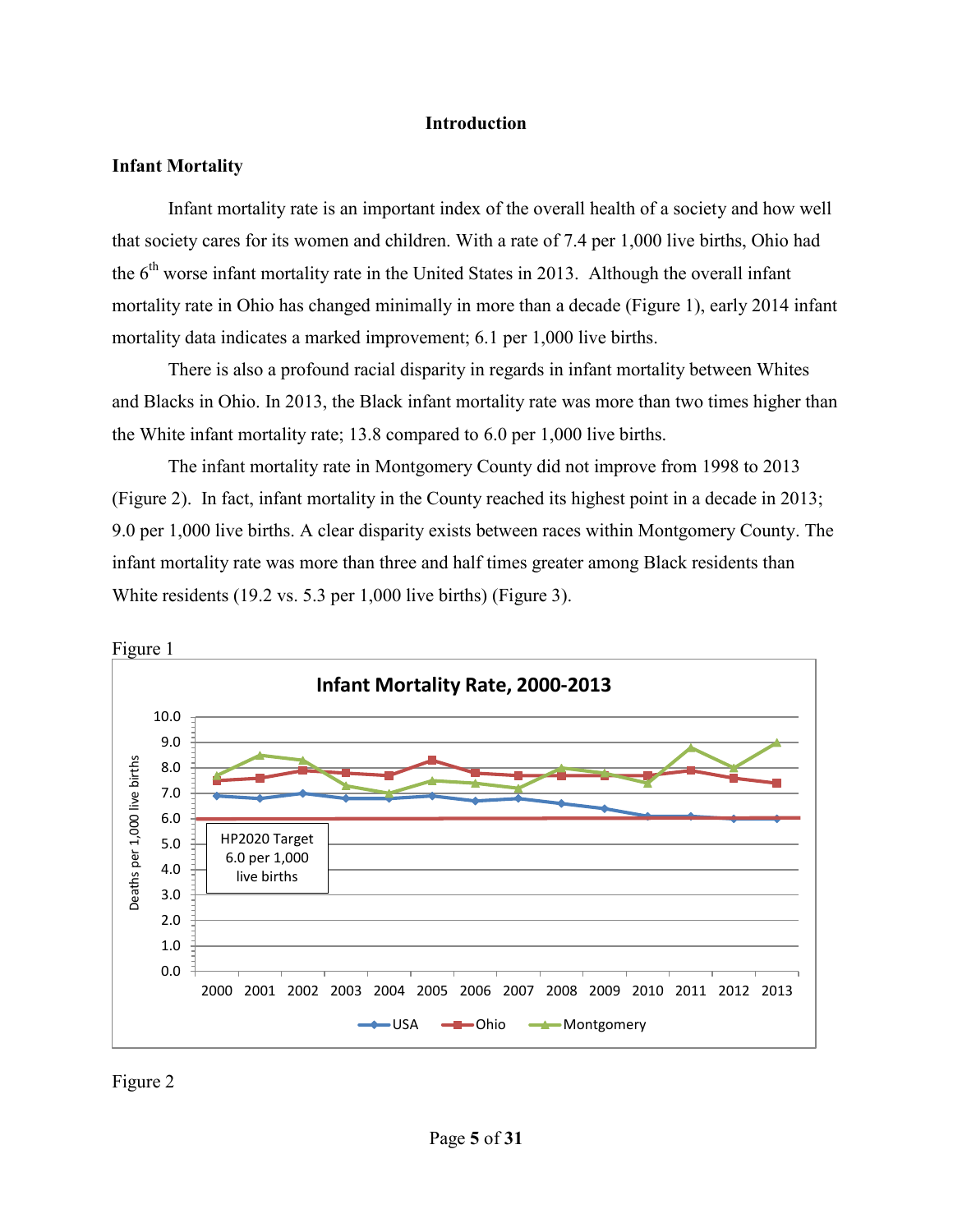## Introduction

### Infant Mortality

Infant mortality rate is an important index of the overall health of a society and how well that society cares for its women and children. With a rate of 7.4 per 1,000 live births, Ohio had the 6th worse infant mortality rate in the United States in 2013. Although the overall infant mortality rate in Ohio has changed minimally in more than a decade (Figure 1), early 2014 infant mortality data indicates a marked improvement; 6.1 per 1,000 live births.

There is also a profound racial disparity in regards in infant mortality between Whites and Blacks in Ohio. In 2013, the Black infant mortality rate was more than two times higher than the White infant mortality rate; 13.8 compared to 6.0 per 1,000 live births.

The infant mortality rate in Montgomery County did not improve from 1998 to 2013 (Figure 2). In fact, infant mortality in the County reached its highest point in a decade in 2013; 9.0 per 1,000 live births. A clear disparity exists between races within Montgomery County. The infant mortality rate was more than three and half times greater among Black residents than White residents (19.2 vs. 5.3 per 1,000 live births) (Figure 3).

Figure 1

**Infant Mortality Rate, 2000-2013**

Deaths per 1,000 live births

HP2020 Target 6.0 per 1,000 live births

Legend: USA, Ohio, Montgomery

Figure 2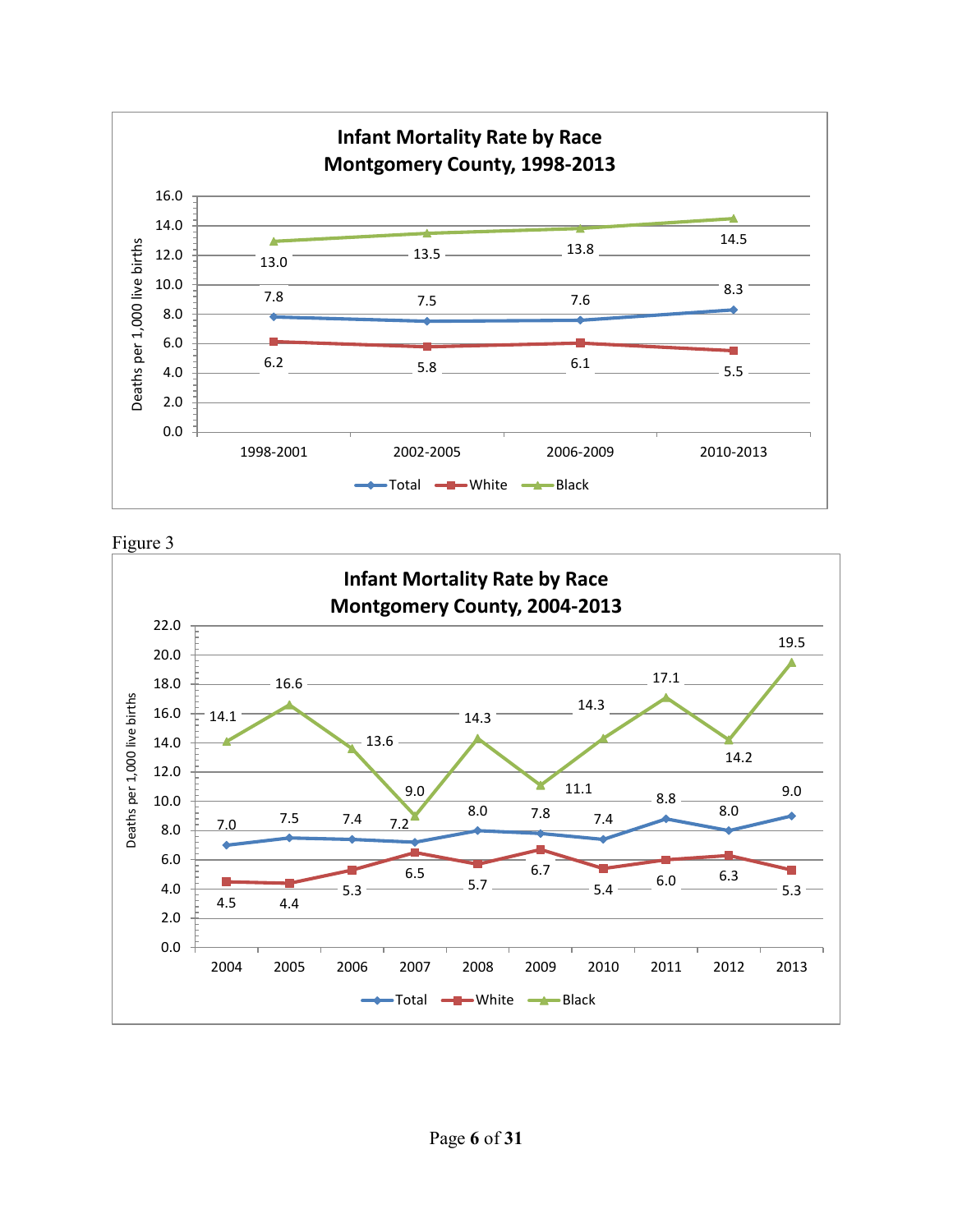**Infant Mortality Rate by Race**
**Montgomery County, 1998-2013**

Deaths per 1,000 live births

| | 1998-2001 | 2002-2005 | 2006-2009 | 2010-2013 |
|---|---|---|---|---|
| Total | 7.8 | 7.5 | 7.6 | 8.3 |
| White | 6.2 | 5.8 | 6.1 | 5.5 |
| Black | 13.0 | 13.5 | 13.8 | 14.5 |

Figure 3

**Infant Mortality Rate by Race**
**Montgomery County, 2004-2013**

Deaths per 1,000 live births

| | 2004 | 2005 | 2006 | 2007 | 2008 | 2009 | 2010 | 2011 | 2012 | 2013 |
|---|---|---|---|---|---|---|---|---|---|---|
| Total | 7.0 | 7.5 | 7.4 | 7.2 | 8.0 | 7.8 | 7.4 | 8.8 | 8.0 | 9.0 |
| White | 4.5 | 4.4 | 5.3 | 6.5 | 5.7 | 6.7 | 5.4 | 6.0 | 6.3 | 5.3 |
| Black | 14.1 | 16.6 | 13.6 | 9.0 | 14.3 | 11.1 | 14.3 | 17.1 | 14.2 | 19.5 |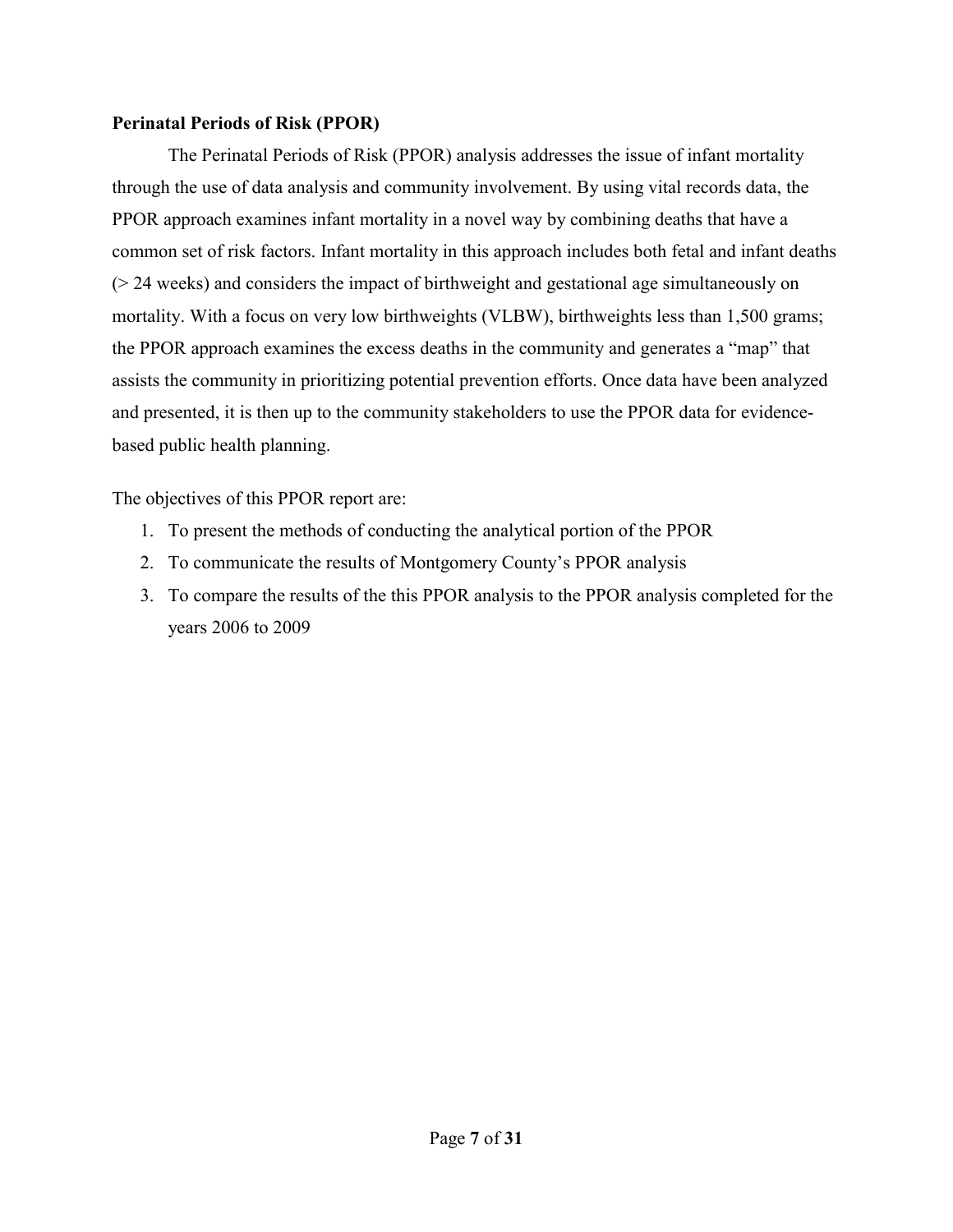**Perinatal Periods of Risk (PPOR)**

The Perinatal Periods of Risk (PPOR) analysis addresses the issue of infant mortality through the use of data analysis and community involvement. By using vital records data, the PPOR approach examines infant mortality in a novel way by combining deaths that have a common set of risk factors. Infant mortality in this approach includes both fetal and infant deaths (> 24 weeks) and considers the impact of birthweight and gestational age simultaneously on mortality. With a focus on very low birthweights (VLBW), birthweights less than 1,500 grams; the PPOR approach examines the excess deaths in the community and generates a "map" that assists the community in prioritizing potential prevention efforts. Once data have been analyzed and presented, it is then up to the community stakeholders to use the PPOR data for evidence-based public health planning.

The objectives of this PPOR report are:

1. To present the methods of conducting the analytical portion of the PPOR
2. To communicate the results of Montgomery County's PPOR analysis
3. To compare the results of the this PPOR analysis to the PPOR analysis completed for the years 2006 to 2009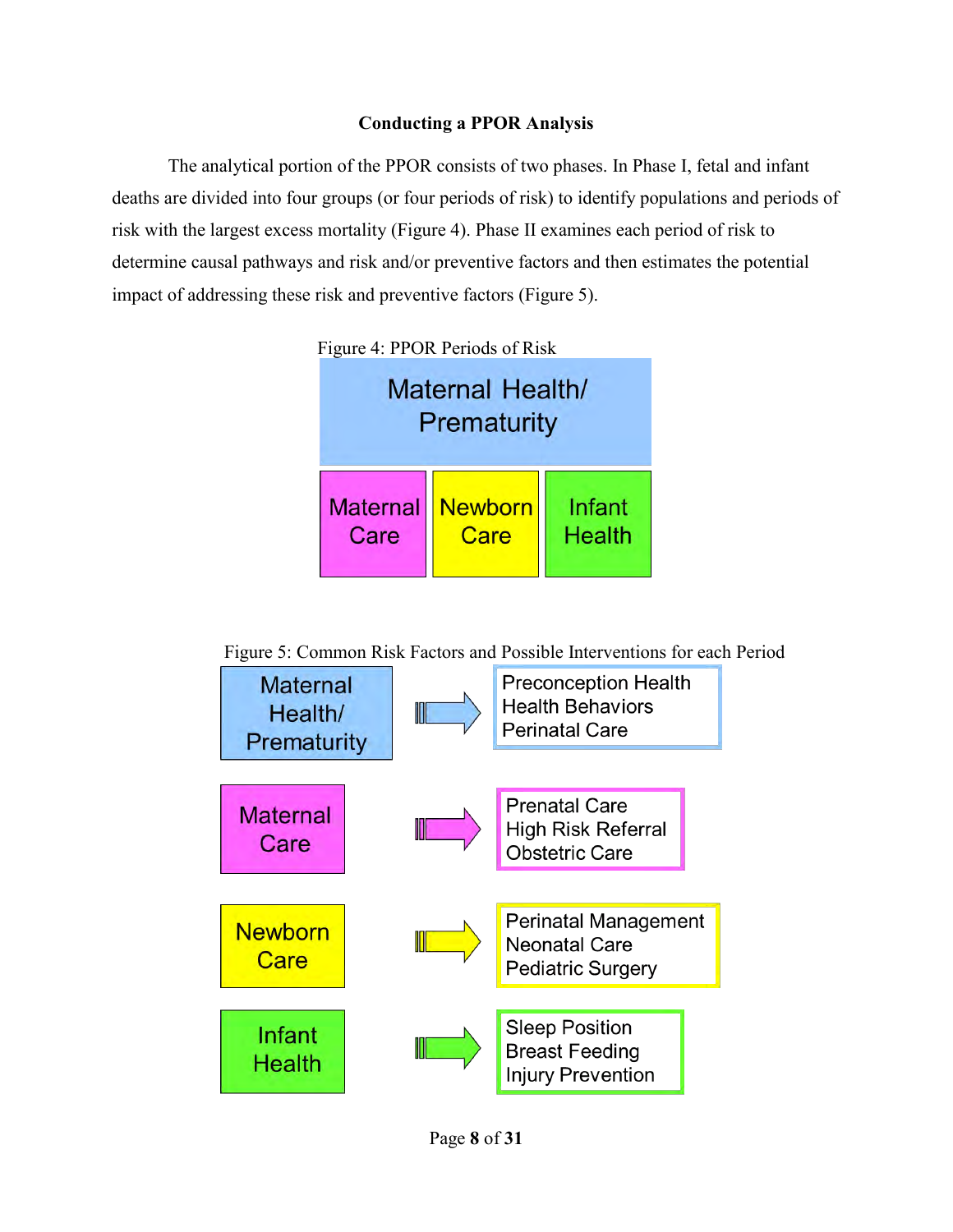### Conducting a PPOR Analysis

The analytical portion of the PPOR consists of two phases. In Phase I, fetal and infant deaths are divided into four groups (or four periods of risk) to identify populations and periods of risk with the largest excess mortality (Figure 4). Phase II examines each period of risk to determine causal pathways and risk and/or preventive factors and then estimates the potential impact of addressing these risk and preventive factors (Figure 5).

Figure 4: PPOR Periods of Risk

| Maternal Health/ Prematurity | | |
|---|---|---|
| Maternal Care | Newborn Care | Infant Health |

Figure 5: Common Risk Factors and Possible Interventions for each Period

| Period of Risk | Risk Factors / Possible Interventions |
|---|---|
| Maternal Health/ Prematurity | Preconception Health<br>Health Behaviors<br>Perinatal Care |
| Maternal Care | Prenatal Care<br>High Risk Referral<br>Obstetric Care |
| Newborn Care | Perinatal Management<br>Neonatal Care<br>Pediatric Surgery |
| Infant Health | Sleep Position<br>Breast Feeding<br>Injury Prevention |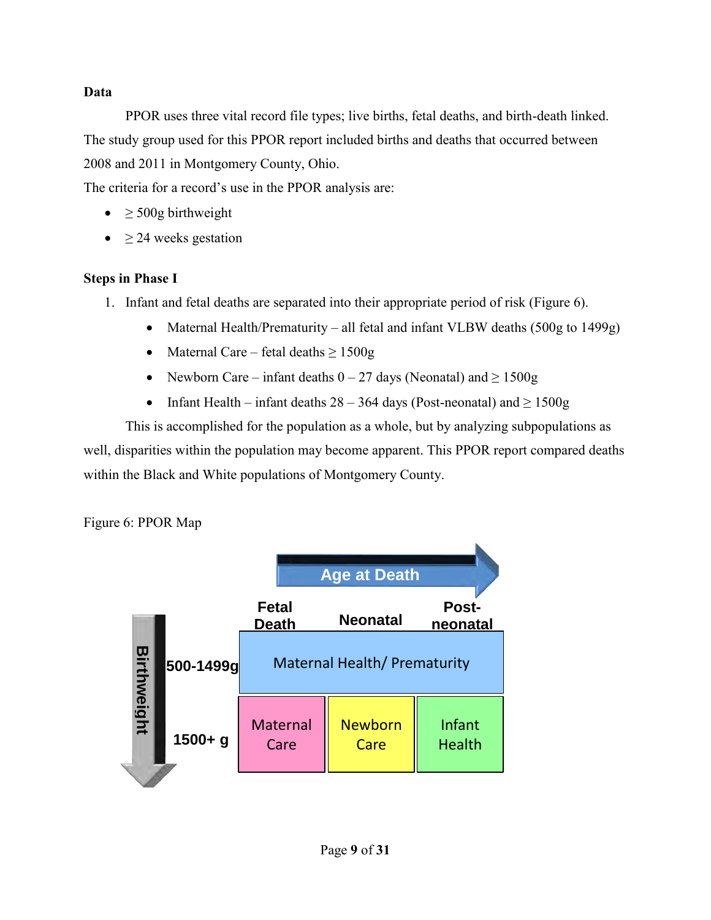**Data**

PPOR uses three vital record file types; live births, fetal deaths, and birth-death linked. The study group used for this PPOR report included births and deaths that occurred between 2008 and 2011 in Montgomery County, Ohio.

The criteria for a record's use in the PPOR analysis are:

- ≥ 500g birthweight
- ≥ 24 weeks gestation

**Steps in Phase I**

1. Infant and fetal deaths are separated into their appropriate period of risk (Figure 6).
   - Maternal Health/Prematurity – all fetal and infant VLBW deaths (500g to 1499g)
   - Maternal Care – fetal deaths ≥ 1500g
   - Newborn Care – infant deaths 0 – 27 days (Neonatal) and ≥ 1500g
   - Infant Health – infant deaths 28 – 364 days (Post-neonatal) and ≥ 1500g

This is accomplished for the population as a whole, but by analyzing subpopulations as well, disparities within the population may become apparent. This PPOR report compared deaths within the Black and White populations of Montgomery County.

Figure 6: PPOR Map

| Birthweight ↓ / Age at Death → | Fetal Death | Neonatal | Post-neonatal |
|---|---|---|---|
| 500-1499g | Maternal Health/ Prematurity | | |
| 1500+ g | Maternal Care | Newborn Care | Infant Health |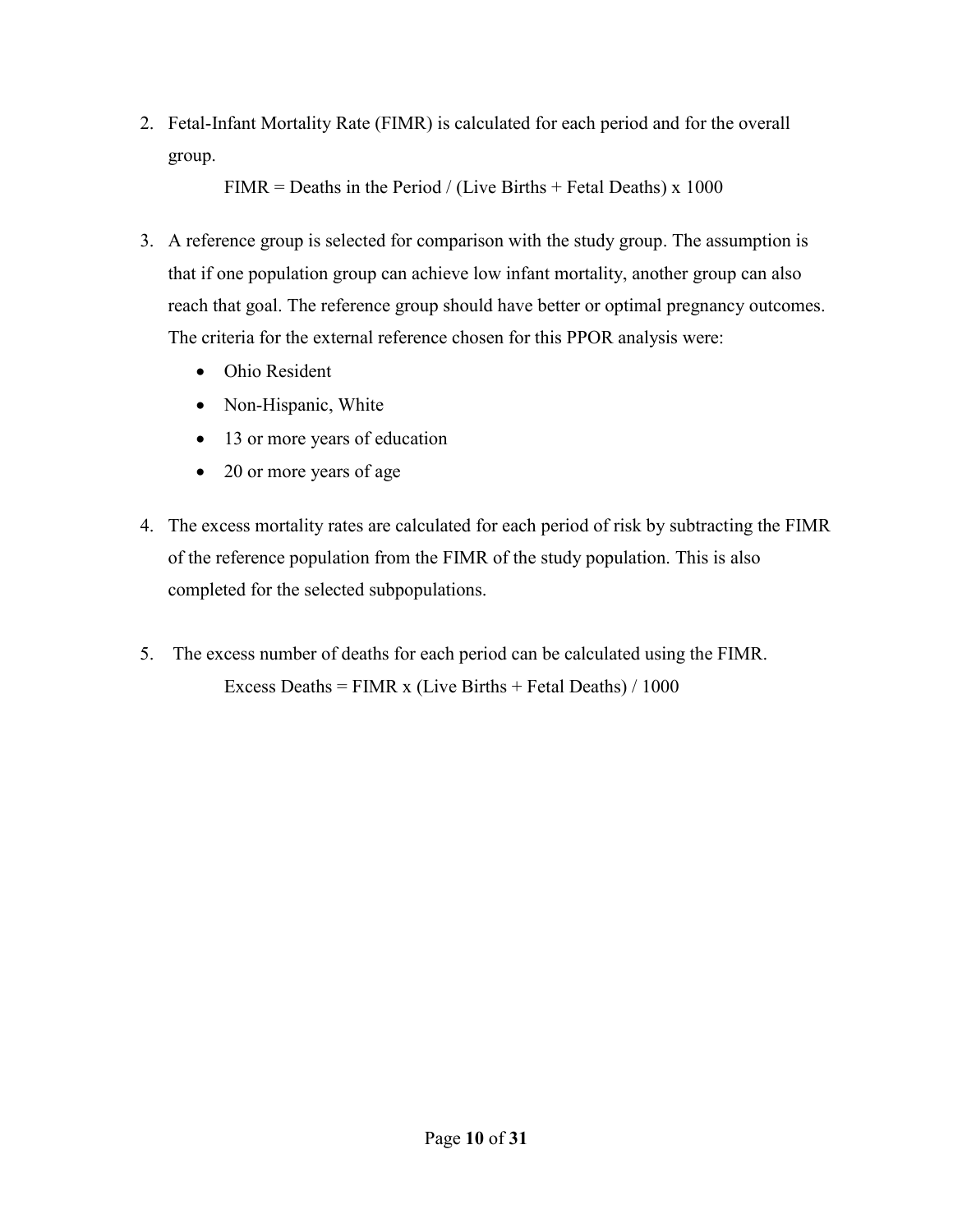2. Fetal-Infant Mortality Rate (FIMR) is calculated for each period and for the overall group.

   FIMR = Deaths in the Period / (Live Births + Fetal Deaths) x 1000

3. A reference group is selected for comparison with the study group. The assumption is that if one population group can achieve low infant mortality, another group can also reach that goal. The reference group should have better or optimal pregnancy outcomes. The criteria for the external reference chosen for this PPOR analysis were:
   - Ohio Resident
   - Non-Hispanic, White
   - 13 or more years of education
   - 20 or more years of age

4. The excess mortality rates are calculated for each period of risk by subtracting the FIMR of the reference population from the FIMR of the study population. This is also completed for the selected subpopulations.

5. The excess number of deaths for each period can be calculated using the FIMR.

   Excess Deaths = FIMR x (Live Births + Fetal Deaths) / 1000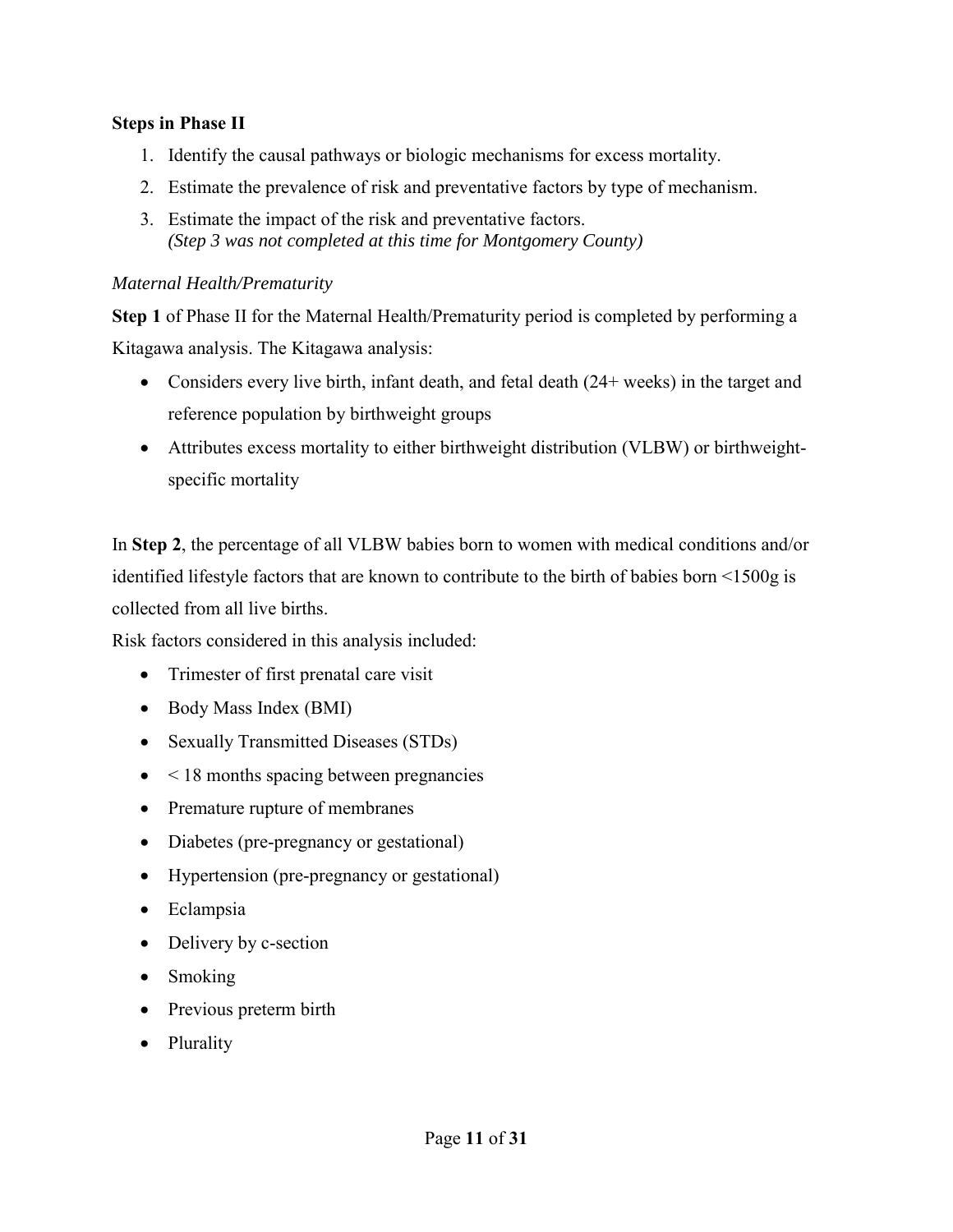**Steps in Phase II**

1. Identify the causal pathways or biologic mechanisms for excess mortality.
2. Estimate the prevalence of risk and preventative factors by type of mechanism.
3. Estimate the impact of the risk and preventative factors.
   *(Step 3 was not completed at this time for Montgomery County)*

*Maternal Health/Prematurity*

**Step 1** of Phase II for the Maternal Health/Prematurity period is completed by performing a Kitagawa analysis. The Kitagawa analysis:

- Considers every live birth, infant death, and fetal death (24+ weeks) in the target and reference population by birthweight groups
- Attributes excess mortality to either birthweight distribution (VLBW) or birthweight-specific mortality

In **Step 2**, the percentage of all VLBW babies born to women with medical conditions and/or identified lifestyle factors that are known to contribute to the birth of babies born <1500g is collected from all live births.

Risk factors considered in this analysis included:

- Trimester of first prenatal care visit
- Body Mass Index (BMI)
- Sexually Transmitted Diseases (STDs)
- < 18 months spacing between pregnancies
- Premature rupture of membranes
- Diabetes (pre-pregnancy or gestational)
- Hypertension (pre-pregnancy or gestational)
- Eclampsia
- Delivery by c-section
- Smoking
- Previous preterm birth
- Plurality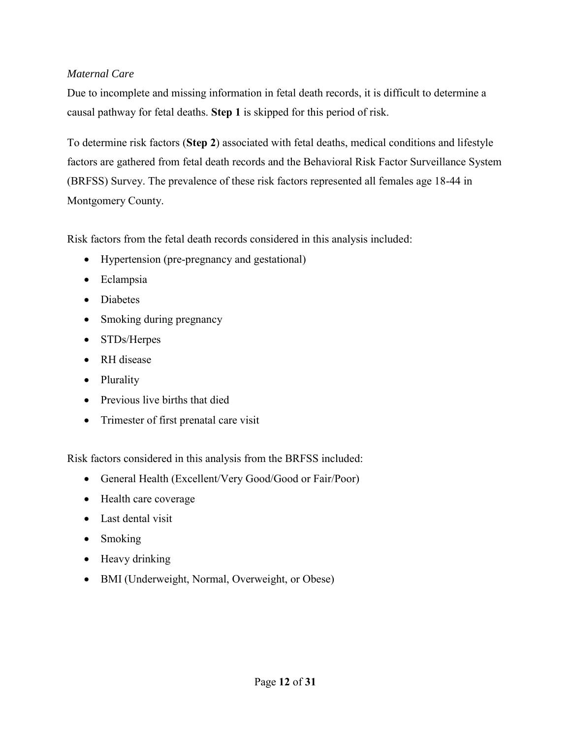*Maternal Care*

Due to incomplete and missing information in fetal death records, it is difficult to determine a causal pathway for fetal deaths. **Step 1** is skipped for this period of risk.

To determine risk factors (**Step 2**) associated with fetal deaths, medical conditions and lifestyle factors are gathered from fetal death records and the Behavioral Risk Factor Surveillance System (BRFSS) Survey. The prevalence of these risk factors represented all females age 18-44 in Montgomery County.

Risk factors from the fetal death records considered in this analysis included:

- Hypertension (pre-pregnancy and gestational)
- Eclampsia
- Diabetes
- Smoking during pregnancy
- STDs/Herpes
- RH disease
- Plurality
- Previous live births that died
- Trimester of first prenatal care visit

Risk factors considered in this analysis from the BRFSS included:

- General Health (Excellent/Very Good/Good or Fair/Poor)
- Health care coverage
- Last dental visit
- Smoking
- Heavy drinking
- BMI (Underweight, Normal, Overweight, or Obese)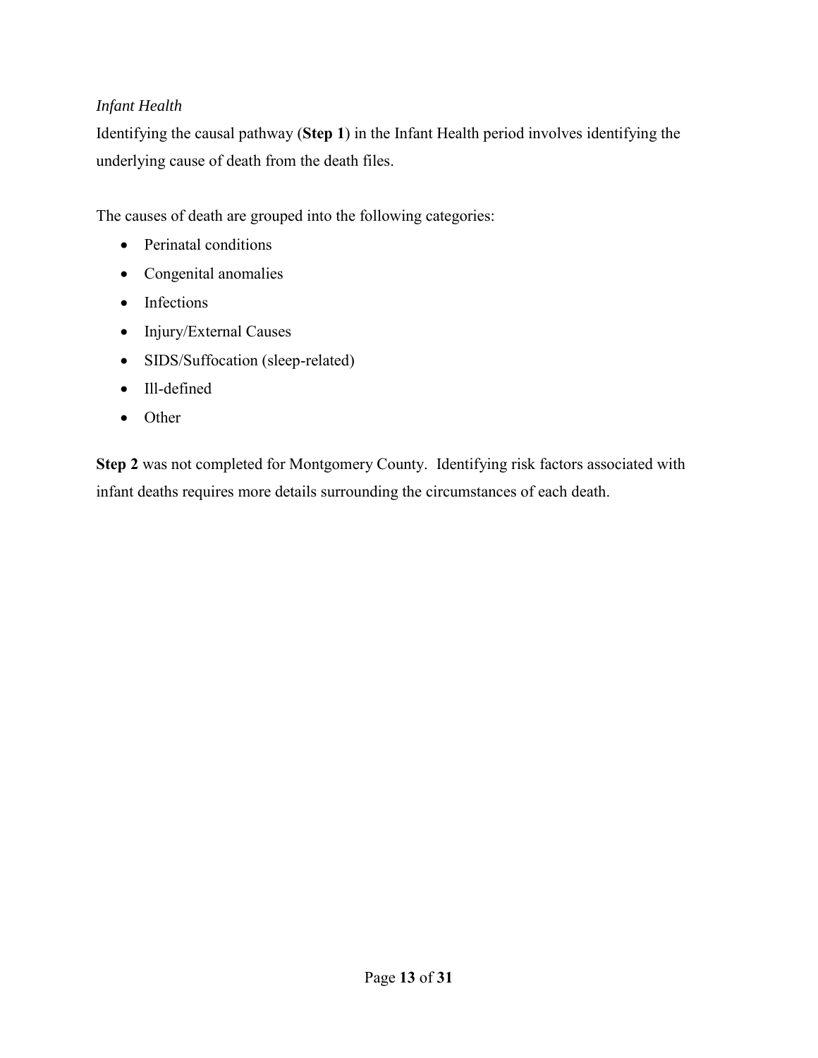*Infant Health*

Identifying the causal pathway (**Step 1**) in the Infant Health period involves identifying the underlying cause of death from the death files.

The causes of death are grouped into the following categories:

- Perinatal conditions
- Congenital anomalies
- Infections
- Injury/External Causes
- SIDS/Suffocation (sleep-related)
- Ill-defined
- Other

**Step 2** was not completed for Montgomery County. Identifying risk factors associated with infant deaths requires more details surrounding the circumstances of each death.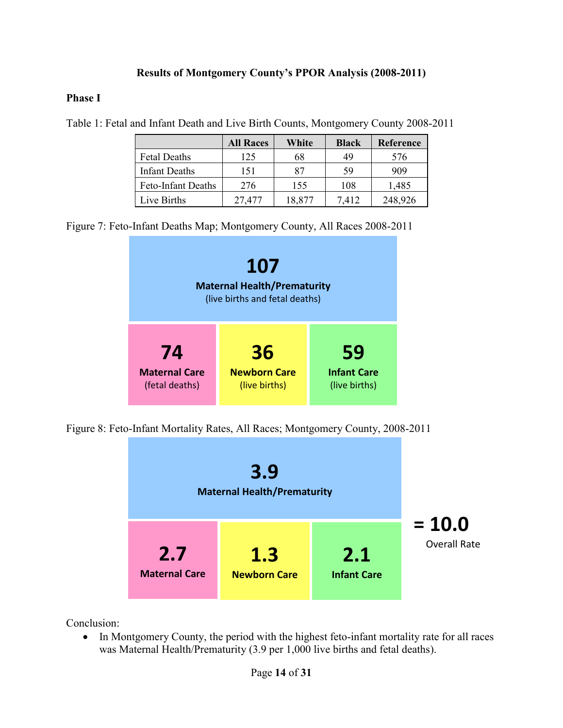**Results of Montgomery County's PPOR Analysis (2008-2011)**

**Phase I**

Table 1: Fetal and Infant Death and Live Birth Counts, Montgomery County 2008-2011

| | All Races | White | Black | Reference |
|---|---|---|---|---|
| Fetal Deaths | 125 | 68 | 49 | 576 |
| Infant Deaths | 151 | 87 | 59 | 909 |
| Feto-Infant Deaths | 276 | 155 | 108 | 1,485 |
| Live Births | 27,477 | 18,877 | 7,412 | 248,926 |

Figure 7: Feto-Infant Deaths Map; Montgomery County, All Races 2008-2011

| Maternal Health/Prematurity (live births and fetal deaths) | | |
|---|---|---|
| 107 | | |
| **Maternal Care** (fetal deaths) | **Newborn Care** (live births) | **Infant Care** (live births) |
| 74 | 36 | 59 |

Figure 8: Feto-Infant Mortality Rates, All Races; Montgomery County, 2008-2011

| Maternal Health/Prematurity | | |
|---|---|---|
| 3.9 | | |
| **Maternal Care** | **Newborn Care** | **Infant Care** |
| 2.7 | 1.3 | 2.1 |

**= 10.0** Overall Rate

Conclusion:

- In Montgomery County, the period with the highest feto-infant mortality rate for all races was Maternal Health/Prematurity (3.9 per 1,000 live births and fetal deaths).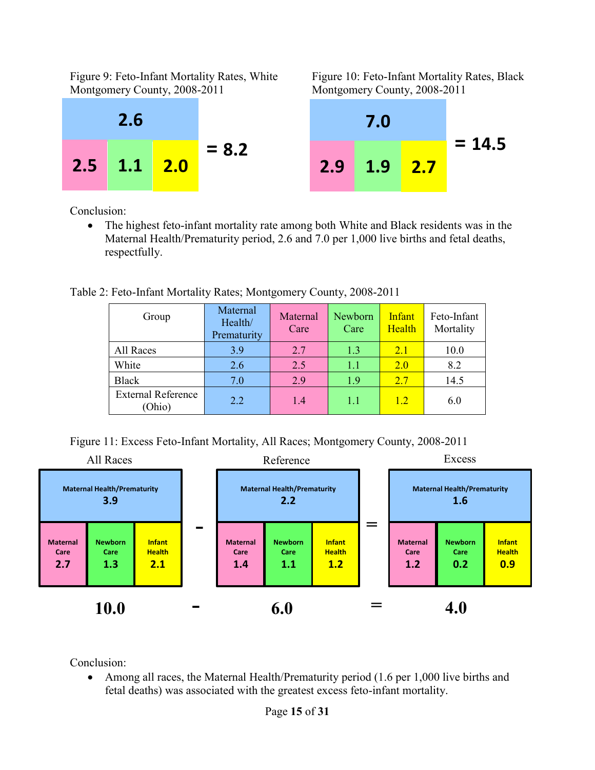Figure 9: Feto-Infant Mortality Rates, White Montgomery County, 2008-2011

| 2.6 | | |
|---|---|---|
| 2.5 | 1.1 | 2.0 |

= 8.2

Figure 10: Feto-Infant Mortality Rates, Black Montgomery County, 2008-2011

| 7.0 | | |
|---|---|---|
| 2.9 | 1.9 | 2.7 |

= 14.5

Conclusion:

- The highest feto-infant mortality rate among both White and Black residents was in the Maternal Health/Prematurity period, 2.6 and 7.0 per 1,000 live births and fetal deaths, respectfully.

Table 2: Feto-Infant Mortality Rates; Montgomery County, 2008-2011

| Group | Maternal Health/ Prematurity | Maternal Care | Newborn Care | Infant Health | Feto-Infant Mortality |
|---|---|---|---|---|---|
| All Races | 3.9 | 2.7 | 1.3 | 2.1 | 10.0 |
| White | 2.6 | 2.5 | 1.1 | 2.0 | 8.2 |
| Black | 7.0 | 2.9 | 1.9 | 2.7 | 14.5 |
| External Reference (Ohio) | 2.2 | 1.4 | 1.1 | 1.2 | 6.0 |

Figure 11: Excess Feto-Infant Mortality, All Races; Montgomery County, 2008-2011

| | All Races | | Reference | | Excess |
|---|---|---|---|---|---|
| Maternal Health/Prematurity | 3.9 | - | 2.2 | = | 1.6 |
| Maternal Care | 2.7 | - | 1.4 | = | 1.2 |
| Newborn Care | 1.3 | - | 1.1 | = | 0.2 |
| Infant Health | 2.1 | - | 1.2 | = | 0.9 |
| Total | 10.0 | - | 6.0 | = | 4.0 |

Conclusion:

- Among all races, the Maternal Health/Prematurity period (1.6 per 1,000 live births and fetal deaths) was associated with the greatest excess feto-infant mortality.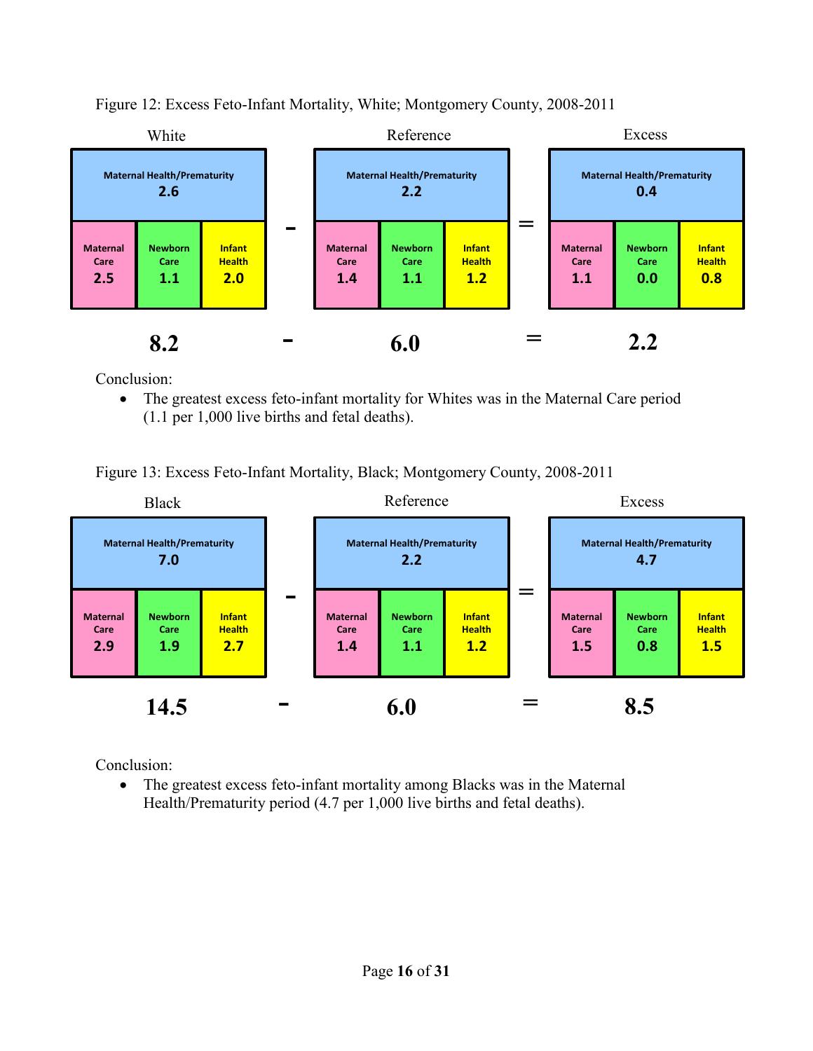Figure 12: Excess Feto-Infant Mortality, White; Montgomery County, 2008-2011

| | White | | Reference | | Excess |
|---|---|---|---|---|---|
| Maternal Health/Prematurity | 2.6 | - | 2.2 | = | 0.4 |
| Maternal Care | 2.5 | | 1.4 | | 1.1 |
| Newborn Care | 1.1 | | 1.1 | | 0.0 |
| Infant Health | 2.0 | | 1.2 | | 0.8 |
| **Total** | **8.2** | **-** | **6.0** | **=** | **2.2** |

Conclusion:

- The greatest excess feto-infant mortality for Whites was in the Maternal Care period (1.1 per 1,000 live births and fetal deaths).

Figure 13: Excess Feto-Infant Mortality, Black; Montgomery County, 2008-2011

| | Black | | Reference | | Excess |
|---|---|---|---|---|---|
| Maternal Health/Prematurity | 7.0 | - | 2.2 | = | 4.7 |
| Maternal Care | 2.9 | | 1.4 | | 1.5 |
| Newborn Care | 1.9 | | 1.1 | | 0.8 |
| Infant Health | 2.7 | | 1.2 | | 1.5 |
| **Total** | **14.5** | **-** | **6.0** | **=** | **8.5** |

Conclusion:

- The greatest excess feto-infant mortality among Blacks was in the Maternal Health/Prematurity period (4.7 per 1,000 live births and fetal deaths).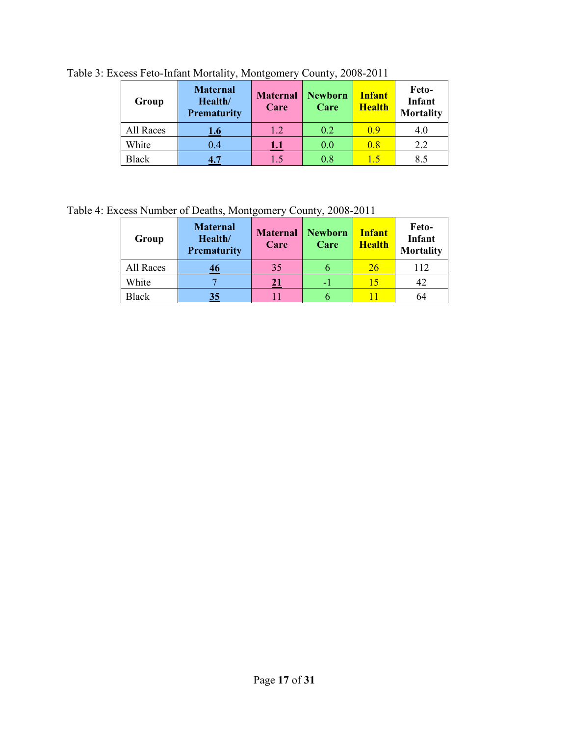Table 3: Excess Feto-Infant Mortality, Montgomery County, 2008-2011

| Group | Maternal Health/ Prematurity | Maternal Care | Newborn Care | Infant Health | Feto-Infant Mortality |
|---|---|---|---|---|---|
| All Races | **1.6** | 1.2 | 0.2 | 0.9 | 4.0 |
| White | 0.4 | **1.1** | 0.0 | 0.8 | 2.2 |
| Black | **4.7** | 1.5 | 0.8 | 1.5 | 8.5 |

Table 4: Excess Number of Deaths, Montgomery County, 2008-2011

| Group | Maternal Health/ Prematurity | Maternal Care | Newborn Care | Infant Health | Feto-Infant Mortality |
|---|---|---|---|---|---|
| All Races | **46** | 35 | 6 | 26 | 112 |
| White | 7 | **21** | -1 | 15 | 42 |
| Black | **35** | 11 | 6 | 11 | 64 |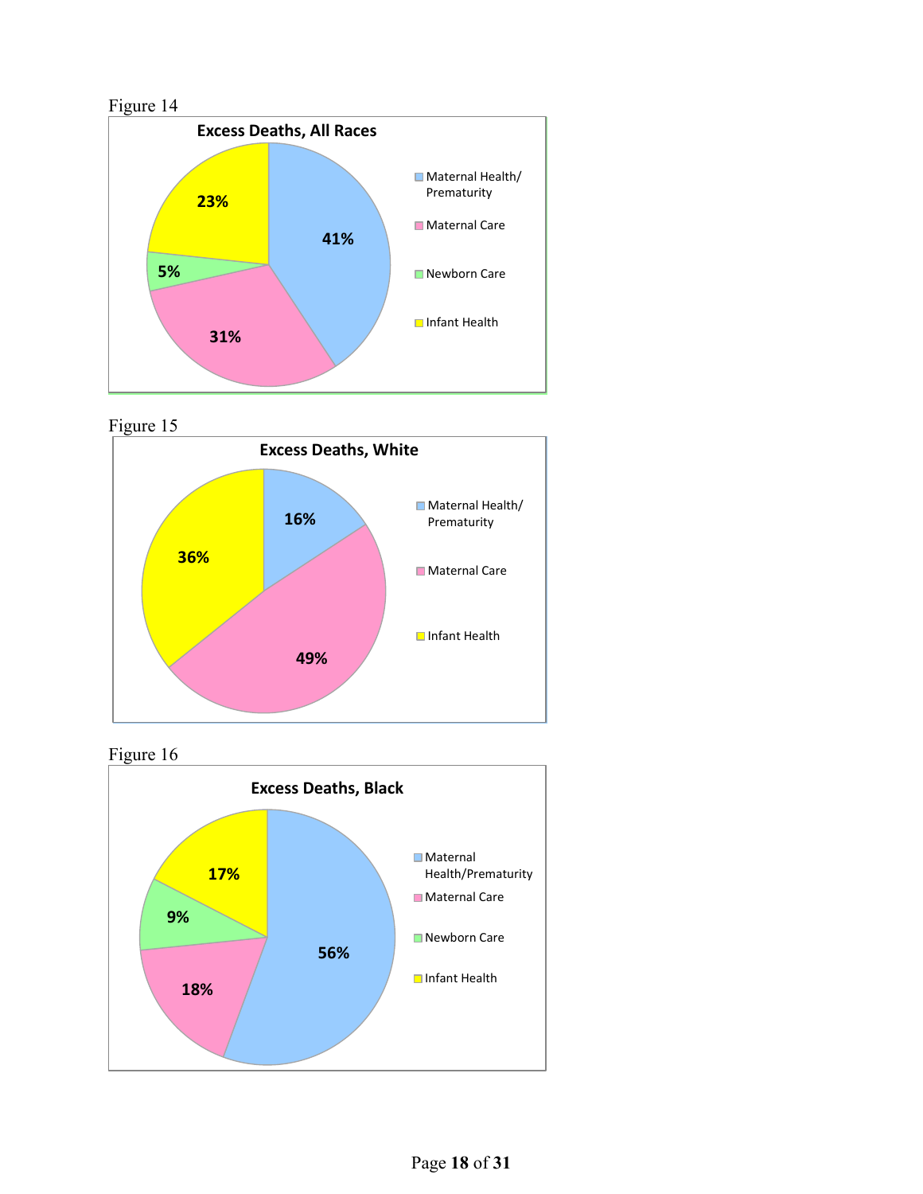Figure 14

**Excess Deaths, All Races**

| Category | Percent |
|---|---|
| Maternal Health/ Prematurity | 41% |
| Maternal Care | 31% |
| Newborn Care | 5% |
| Infant Health | 23% |

Figure 15

**Excess Deaths, White**

| Category | Percent |
|---|---|
| Maternal Health/ Prematurity | 16% |
| Maternal Care | 49% |
| Infant Health | 36% |

Figure 16

**Excess Deaths, Black**

| Category | Percent |
|---|---|
| Maternal Health/Prematurity | 56% |
| Maternal Care | 18% |
| Newborn Care | 9% |
| Infant Health | 17% |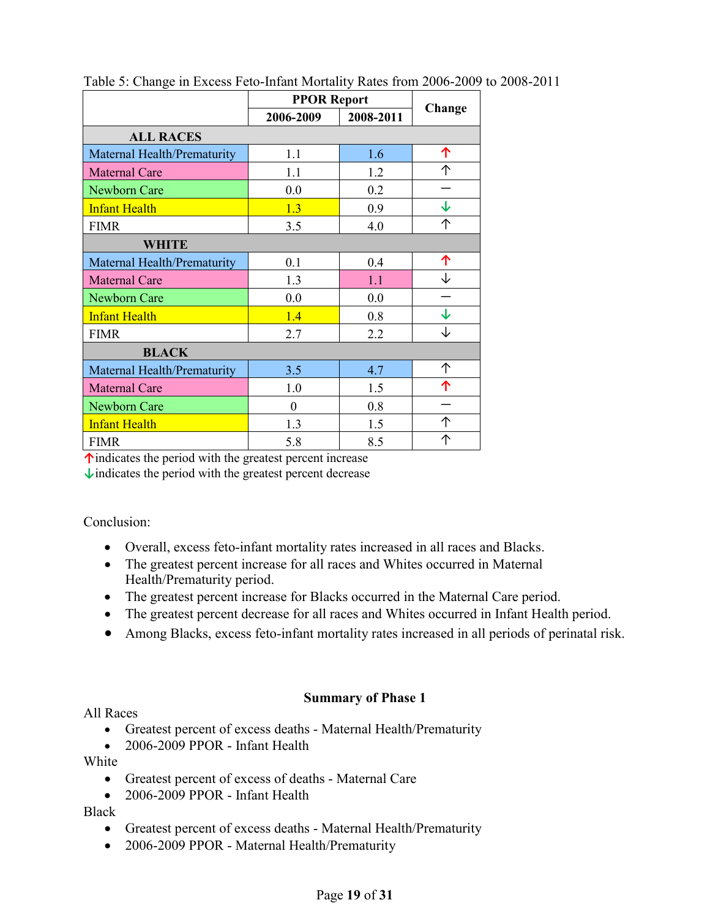Table 5: Change in Excess Feto-Infant Mortality Rates from 2006-2009 to 2008-2011

| | PPOR Report | | Change |
|---|---|---|---|
| | 2006-2009 | 2008-2011 | |
| **ALL RACES** | | | |
| Maternal Health/Prematurity | 1.1 | 1.6 | ↑ (red) |
| Maternal Care | 1.1 | 1.2 | ↑ |
| Newborn Care | 0.0 | 0.2 | – |
| Infant Health | 1.3 | 0.9 | ↓ (green) |
| FIMR | 3.5 | 4.0 | ↑ |
| **WHITE** | | | |
| Maternal Health/Prematurity | 0.1 | 0.4 | ↑ (red) |
| Maternal Care | 1.3 | 1.1 | ↓ |
| Newborn Care | 0.0 | 0.0 | – |
| Infant Health | 1.4 | 0.8 | ↓ (green) |
| FIMR | 2.7 | 2.2 | ↓ |
| **BLACK** | | | |
| Maternal Health/Prematurity | 3.5 | 4.7 | ↑ |
| Maternal Care | 1.0 | 1.5 | ↑ (red) |
| Newborn Care | 0 | 0.8 | – |
| Infant Health | 1.3 | 1.5 | ↑ |
| FIMR | 5.8 | 8.5 | ↑ |

↑ (red) indicates the period with the greatest percent increase
↓ (green) indicates the period with the greatest percent decrease

Conclusion:

- Overall, excess feto-infant mortality rates increased in all races and Blacks.
- The greatest percent increase for all races and Whites occurred in Maternal Health/Prematurity period.
- The greatest percent increase for Blacks occurred in the Maternal Care period.
- The greatest percent decrease for all races and Whites occurred in Infant Health period.
- Among Blacks, excess feto-infant mortality rates increased in all periods of perinatal risk.

## Summary of Phase 1

All Races

- Greatest percent of excess deaths - Maternal Health/Prematurity
- 2006-2009 PPOR - Infant Health

White

- Greatest percent of excess of deaths - Maternal Care
- 2006-2009 PPOR - Infant Health

Black

- Greatest percent of excess deaths - Maternal Health/Prematurity
- 2006-2009 PPOR - Maternal Health/Prematurity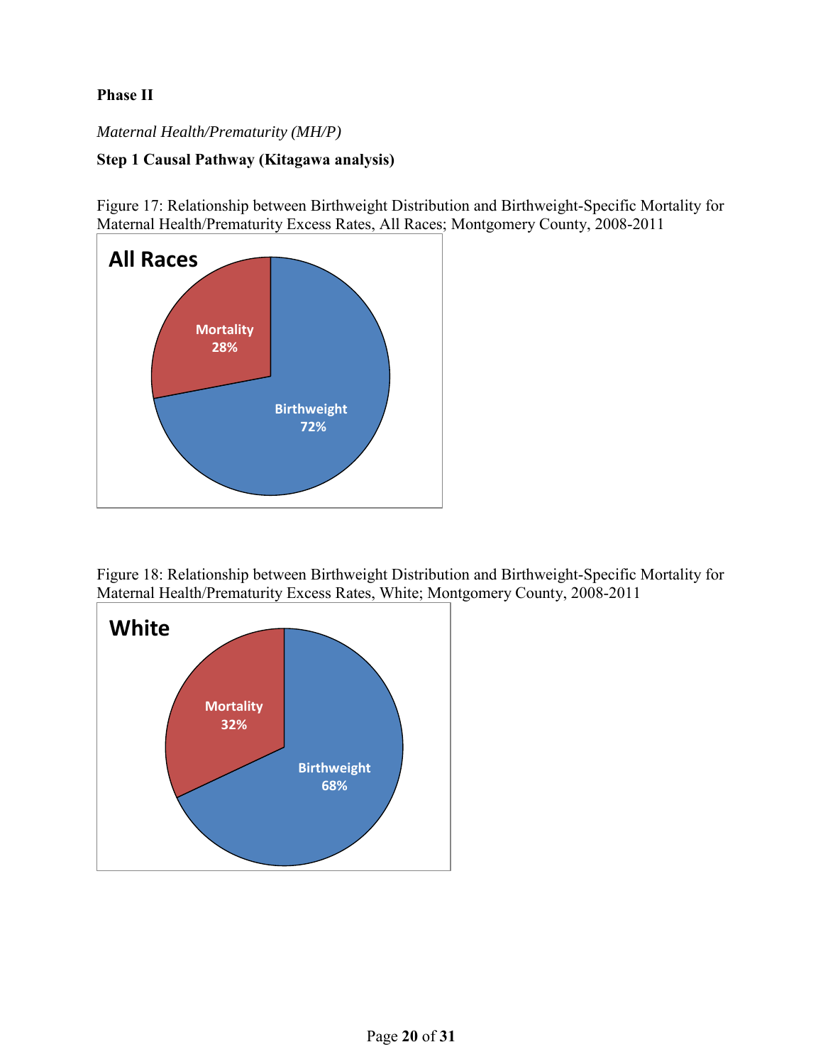**Phase II**

*Maternal Health/Prematurity (MH/P)*

**Step 1 Causal Pathway (Kitagawa analysis)**

Figure 17: Relationship between Birthweight Distribution and Birthweight-Specific Mortality for Maternal Health/Prematurity Excess Rates, All Races; Montgomery County, 2008-2011

**All Races**

Mortality 28%

Birthweight 72%

Figure 18: Relationship between Birthweight Distribution and Birthweight-Specific Mortality for Maternal Health/Prematurity Excess Rates, White; Montgomery County, 2008-2011

**White**

Mortality 32%

Birthweight 68%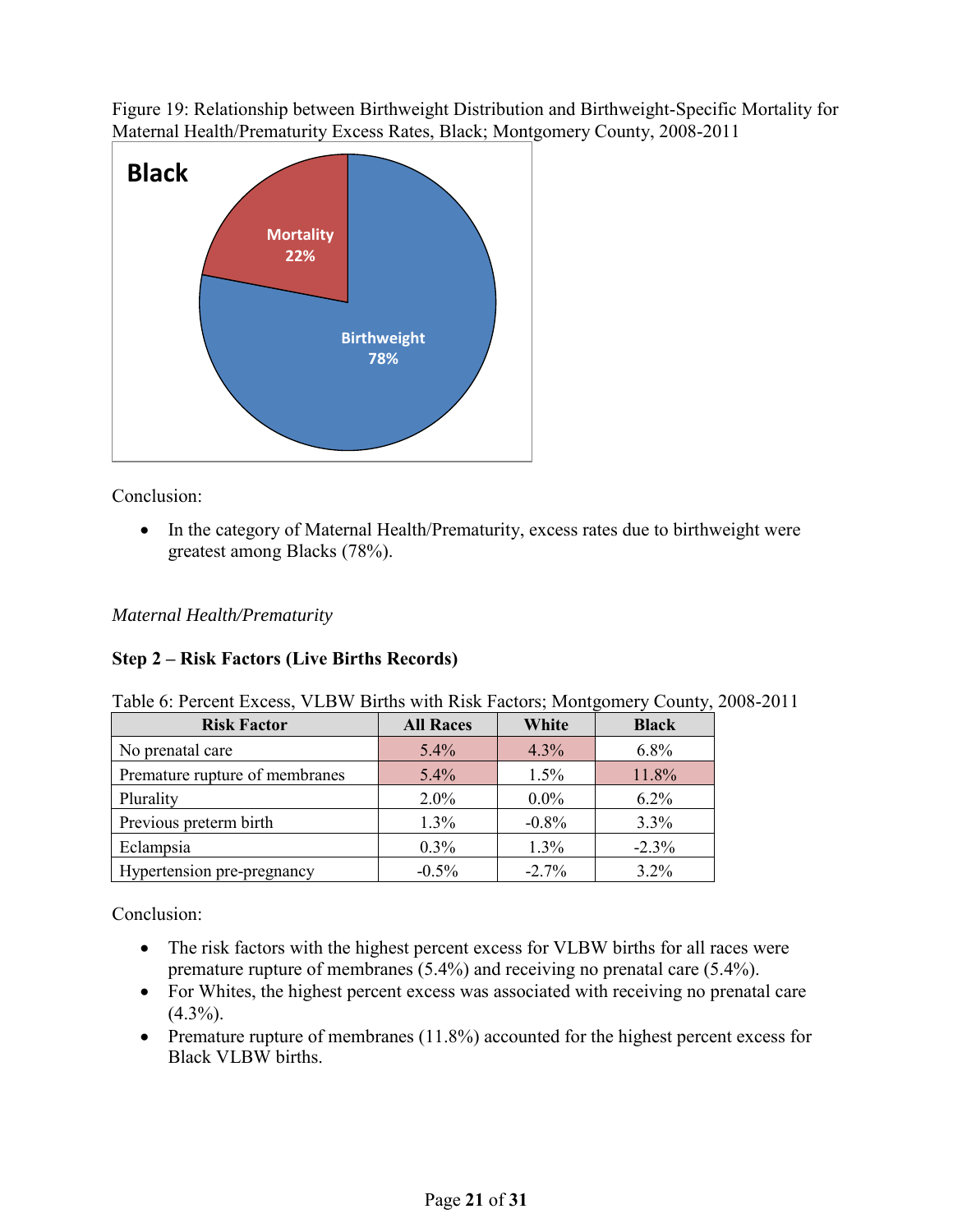Figure 19: Relationship between Birthweight Distribution and Birthweight-Specific Mortality for Maternal Health/Prematurity Excess Rates, Black; Montgomery County, 2008-2011

Conclusion:

- In the category of Maternal Health/Prematurity, excess rates due to birthweight were greatest among Blacks (78%).

*Maternal Health/Prematurity*

**Step 2 – Risk Factors (Live Births Records)**

Table 6: Percent Excess, VLBW Births with Risk Factors; Montgomery County, 2008-2011

| Risk Factor | All Races | White | Black |
|---|---|---|---|
| No prenatal care | 5.4% | 4.3% | 6.8% |
| Premature rupture of membranes | 5.4% | 1.5% | 11.8% |
| Plurality | 2.0% | 0.0% | 6.2% |
| Previous preterm birth | 1.3% | -0.8% | 3.3% |
| Eclampsia | 0.3% | 1.3% | -2.3% |
| Hypertension pre-pregnancy | -0.5% | -2.7% | 3.2% |

Conclusion:

- The risk factors with the highest percent excess for VLBW births for all races were premature rupture of membranes (5.4%) and receiving no prenatal care (5.4%).
- For Whites, the highest percent excess was associated with receiving no prenatal care (4.3%).
- Premature rupture of membranes (11.8%) accounted for the highest percent excess for Black VLBW births.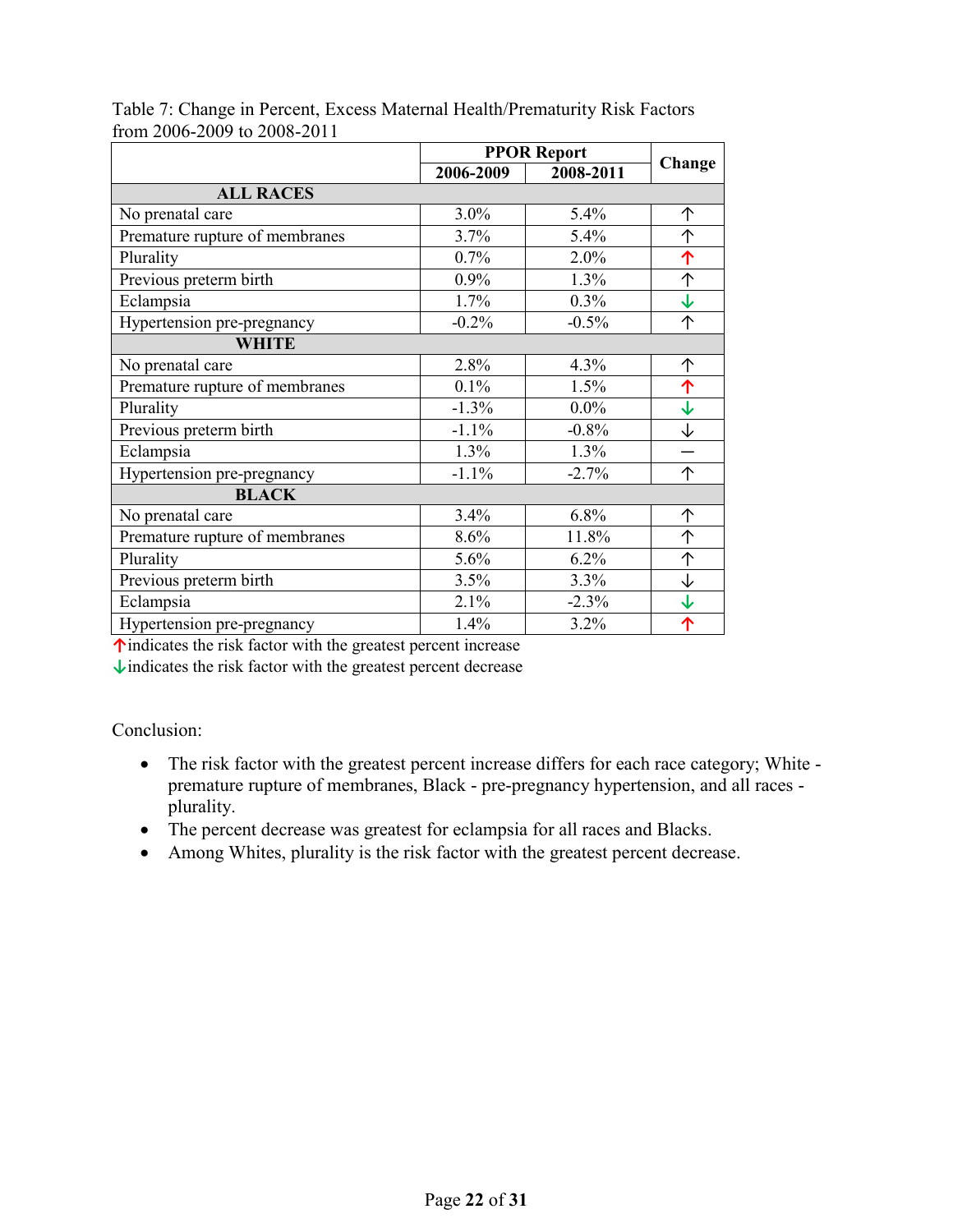Table 7: Change in Percent, Excess Maternal Health/Prematurity Risk Factors from 2006-2009 to 2008-2011

| | PPOR Report | | Change |
|---|---|---|---|
| | 2006-2009 | 2008-2011 | |
| **ALL RACES** | | | |
| No prenatal care | 3.0% | 5.4% | ↑ |
| Premature rupture of membranes | 3.7% | 5.4% | ↑ |
| Plurality | 0.7% | 2.0% | ↑ (red) |
| Previous preterm birth | 0.9% | 1.3% | ↑ |
| Eclampsia | 1.7% | 0.3% | ↓ (green) |
| Hypertension pre-pregnancy | -0.2% | -0.5% | ↑ |
| **WHITE** | | | |
| No prenatal care | 2.8% | 4.3% | ↑ |
| Premature rupture of membranes | 0.1% | 1.5% | ↑ (red) |
| Plurality | -1.3% | 0.0% | ↓ (green) |
| Previous preterm birth | -1.1% | -0.8% | ↓ |
| Eclampsia | 1.3% | 1.3% | — |
| Hypertension pre-pregnancy | -1.1% | -2.7% | ↑ |
| **BLACK** | | | |
| No prenatal care | 3.4% | 6.8% | ↑ |
| Premature rupture of membranes | 8.6% | 11.8% | ↑ |
| Plurality | 5.6% | 6.2% | ↑ |
| Previous preterm birth | 3.5% | 3.3% | ↓ |
| Eclampsia | 2.1% | -2.3% | ↓ (green) |
| Hypertension pre-pregnancy | 1.4% | 3.2% | ↑ (red) |

↑ (red) indicates the risk factor with the greatest percent increase

↓ (green) indicates the risk factor with the greatest percent decrease

Conclusion:

- The risk factor with the greatest percent increase differs for each race category; White - premature rupture of membranes, Black - pre-pregnancy hypertension, and all races - plurality.
- The percent decrease was greatest for eclampsia for all races and Blacks.
- Among Whites, plurality is the risk factor with the greatest percent decrease.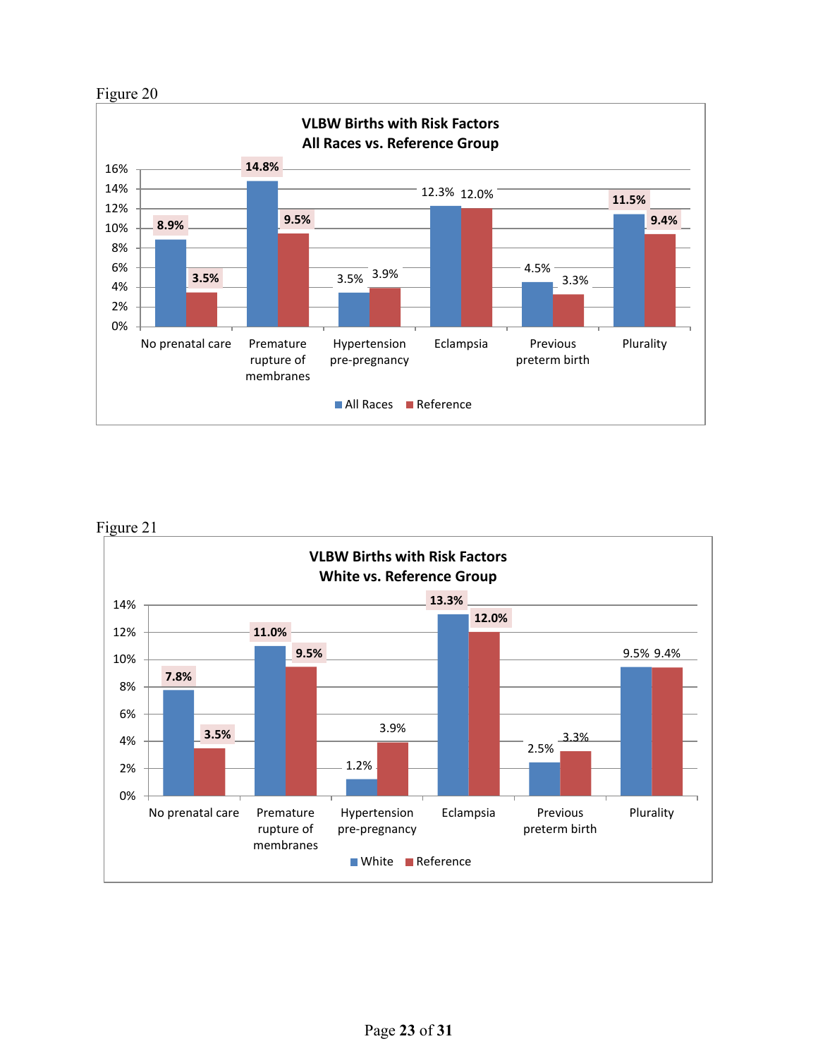Figure 20

**VLBW Births with Risk Factors**
**All Races vs. Reference Group**

| Risk Factor | All Races | Reference |
|---|---|---|
| No prenatal care | 8.9% | 3.5% |
| Premature rupture of membranes | 14.8% | 9.5% |
| Hypertension pre-pregnancy | 3.5% | 3.9% |
| Eclampsia | 12.3% | 12.0% |
| Previous preterm birth | 4.5% | 3.3% |
| Plurality | 11.5% | 9.4% |

Figure 21

**VLBW Births with Risk Factors**
**White vs. Reference Group**

| Risk Factor | White | Reference |
|---|---|---|
| No prenatal care | 7.8% | 3.5% |
| Premature rupture of membranes | 11.0% | 9.5% |
| Hypertension pre-pregnancy | 1.2% | 3.9% |
| Eclampsia | 13.3% | 12.0% |
| Previous preterm birth | 2.5% | 3.3% |
| Plurality | 9.5% | 9.4% |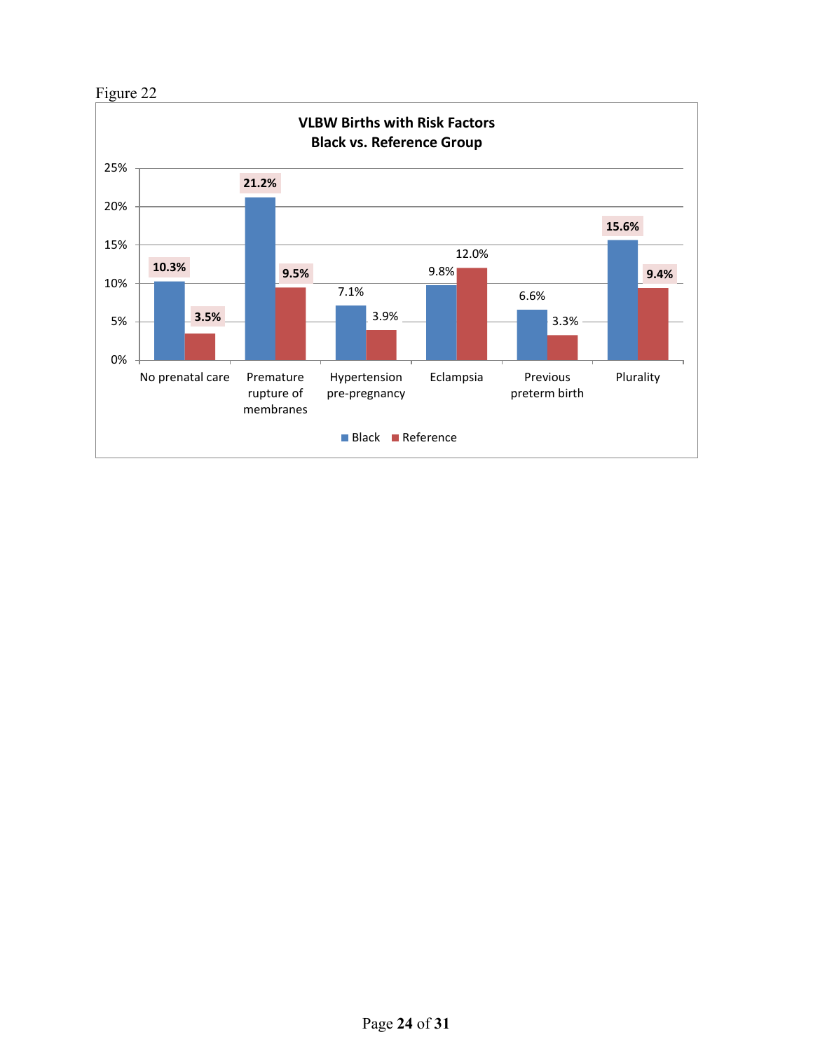Figure 22

**VLBW Births with Risk Factors**
**Black vs. Reference Group**

| Risk Factor | Black | Reference |
|---|---|---|
| No prenatal care | 10.3% | 3.5% |
| Premature rupture of membranes | 21.2% | 9.5% |
| Hypertension pre-pregnancy | 7.1% | 3.9% |
| Eclampsia | 9.8% | 12.0% |
| Previous preterm birth | 6.6% | 3.3% |
| Plurality | 15.6% | 9.4% |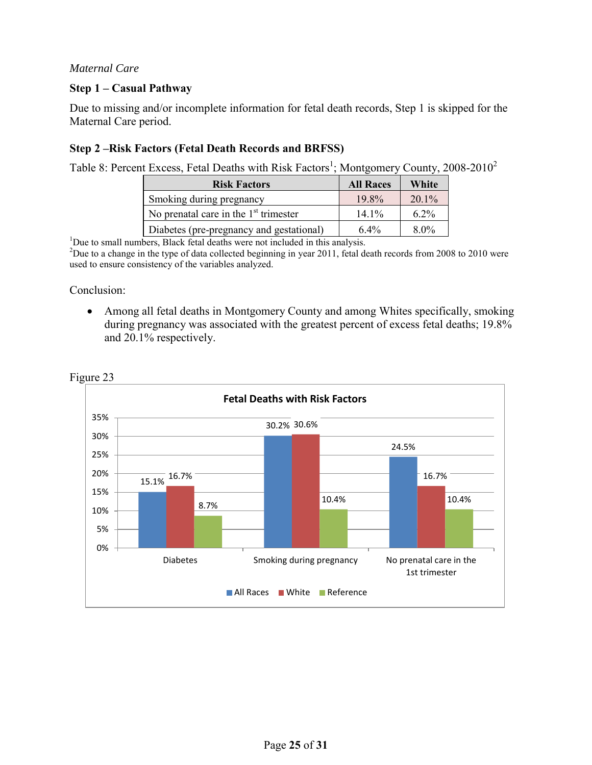*Maternal Care*

**Step 1 – Casual Pathway**

Due to missing and/or incomplete information for fetal death records, Step 1 is skipped for the Maternal Care period.

**Step 2 –Risk Factors (Fetal Death Records and BRFSS)**

Table 8: Percent Excess, Fetal Deaths with Risk Factors[1]; Montgomery County, 2008-2010[2]

| Risk Factors | All Races | White |
|---|---|---|
| Smoking during pregnancy | 19.8% | 20.1% |
| No prenatal care in the 1st trimester | 14.1% | 6.2% |
| Diabetes (pre-pregnancy and gestational) | 6.4% | 8.0% |

[1]Due to small numbers, Black fetal deaths were not included in this analysis.
[2]Due to a change in the type of data collected beginning in year 2011, fetal death records from 2008 to 2010 were used to ensure consistency of the variables analyzed.

Conclusion:

- Among all fetal deaths in Montgomery County and among Whites specifically, smoking during pregnancy was associated with the greatest percent of excess fetal deaths; 19.8% and 20.1% respectively.

Figure 23

**Fetal Deaths with Risk Factors**

| | All Races | White | Reference |
|---|---|---|---|
| Diabetes | 15.1% | 16.7% | 8.7% |
| Smoking during pregnancy | 30.2% | 30.6% | 10.4% |
| No prenatal care in the 1st trimester | 24.5% | 16.7% | 10.4% |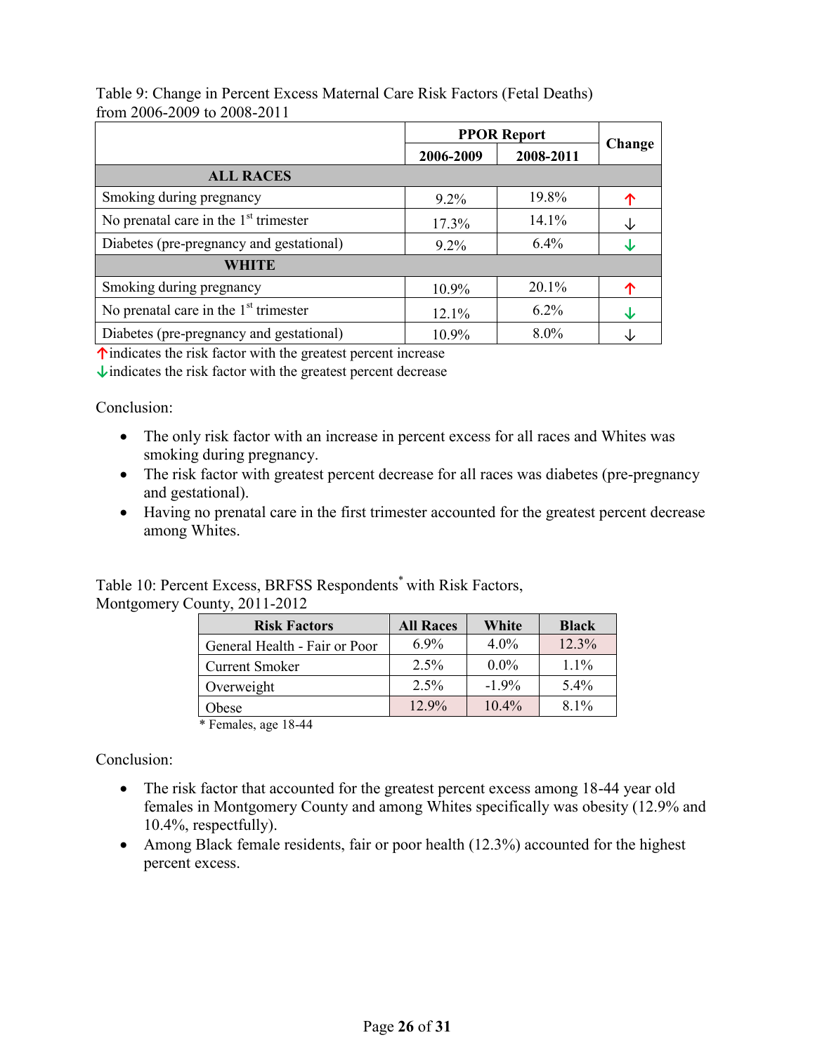Table 9: Change in Percent Excess Maternal Care Risk Factors (Fetal Deaths) from 2006-2009 to 2008-2011

| | PPOR Report | | Change |
|---|---|---|---|
| | 2006-2009 | 2008-2011 | |
| **ALL RACES** | | | |
| Smoking during pregnancy | 9.2% | 19.8% | ↑ |
| No prenatal care in the 1st trimester | 17.3% | 14.1% | ↓ |
| Diabetes (pre-pregnancy and gestational) | 9.2% | 6.4% | ↓ |
| **WHITE** | | | |
| Smoking during pregnancy | 10.9% | 20.1% | ↑ |
| No prenatal care in the 1st trimester | 12.1% | 6.2% | ↓ |
| Diabetes (pre-pregnancy and gestational) | 10.9% | 8.0% | ↓ |

↑indicates the risk factor with the greatest percent increase
↓indicates the risk factor with the greatest percent decrease

Conclusion:

- The only risk factor with an increase in percent excess for all races and Whites was smoking during pregnancy.
- The risk factor with greatest percent decrease for all races was diabetes (pre-pregnancy and gestational).
- Having no prenatal care in the first trimester accounted for the greatest percent decrease among Whites.

Table 10: Percent Excess, BRFSS Respondents* with Risk Factors, Montgomery County, 2011-2012

| Risk Factors | All Races | White | Black |
|---|---|---|---|
| General Health - Fair or Poor | 6.9% | 4.0% | 12.3% |
| Current Smoker | 2.5% | 0.0% | 1.1% |
| Overweight | 2.5% | -1.9% | 5.4% |
| Obese | 12.9% | 10.4% | 8.1% |

\* Females, age 18-44

Conclusion:

- The risk factor that accounted for the greatest percent excess among 18-44 year old females in Montgomery County and among Whites specifically was obesity (12.9% and 10.4%, respectfully).
- Among Black female residents, fair or poor health (12.3%) accounted for the highest percent excess.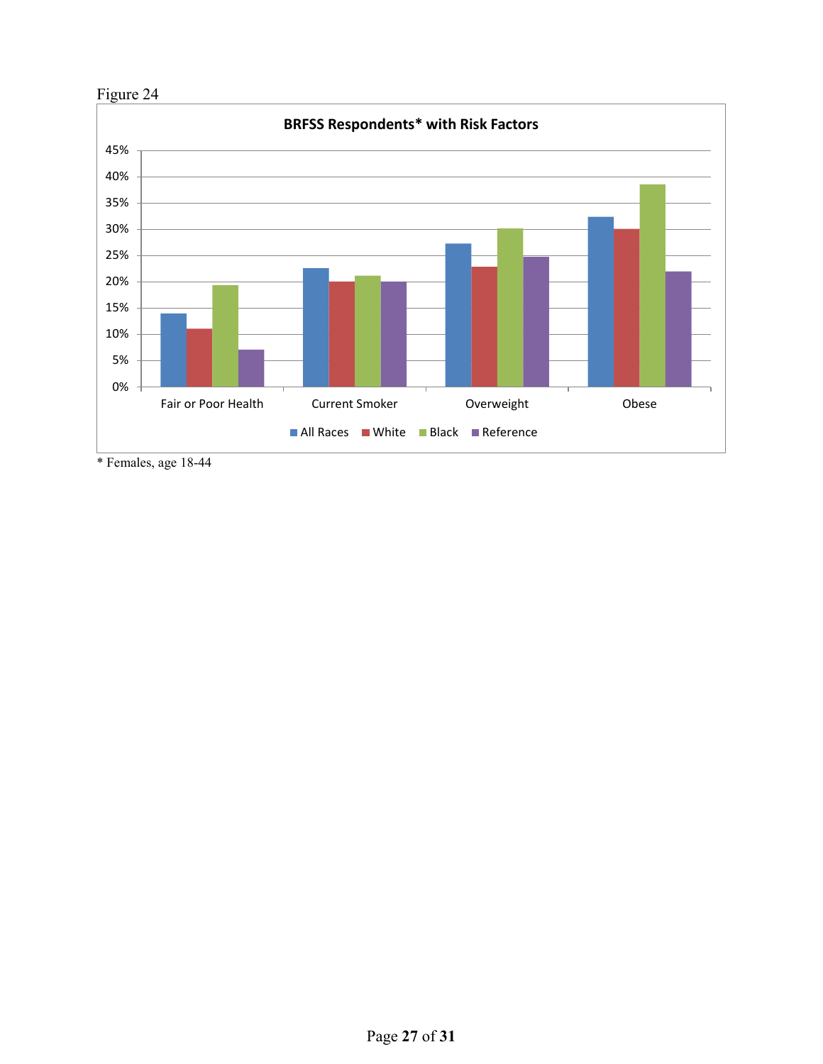Figure 24

**BRFSS Respondents* with Risk Factors**

* Females, age 18-44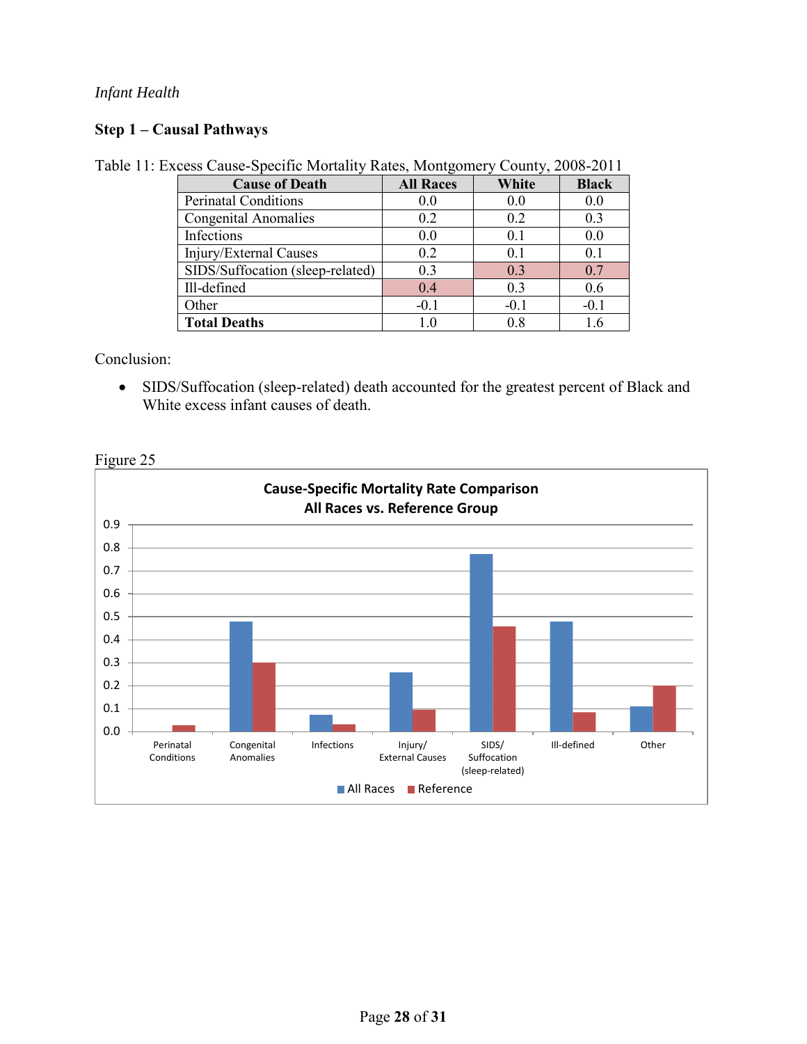*Infant Health*

**Step 1 – Causal Pathways**

Table 11: Excess Cause-Specific Mortality Rates, Montgomery County, 2008-2011

| Cause of Death | All Races | White | Black |
|---|---|---|---|
| Perinatal Conditions | 0.0 | 0.0 | 0.0 |
| Congenital Anomalies | 0.2 | 0.2 | 0.3 |
| Infections | 0.0 | 0.1 | 0.0 |
| Injury/External Causes | 0.2 | 0.1 | 0.1 |
| SIDS/Suffocation (sleep-related) | 0.3 | 0.3 | 0.7 |
| Ill-defined | 0.4 | 0.3 | 0.6 |
| Other | -0.1 | -0.1 | -0.1 |
| **Total Deaths** | 1.0 | 0.8 | 1.6 |

Conclusion:

- SIDS/Suffocation (sleep-related) death accounted for the greatest percent of Black and White excess infant causes of death.

Figure 25

**Cause-Specific Mortality Rate Comparison**
**All Races vs. Reference Group**

| Cause | All Races | Reference |
|---|---|---|
| Perinatal Conditions | 0.0 | 0.03 |
| Congenital Anomalies | 0.48 | 0.30 |
| Infections | 0.07 | 0.03 |
| Injury/External Causes | 0.26 | 0.09 |
| SIDS/Suffocation (sleep-related) | 0.77 | 0.46 |
| Ill-defined | 0.48 | 0.08 |
| Other | 0.11 | 0.20 |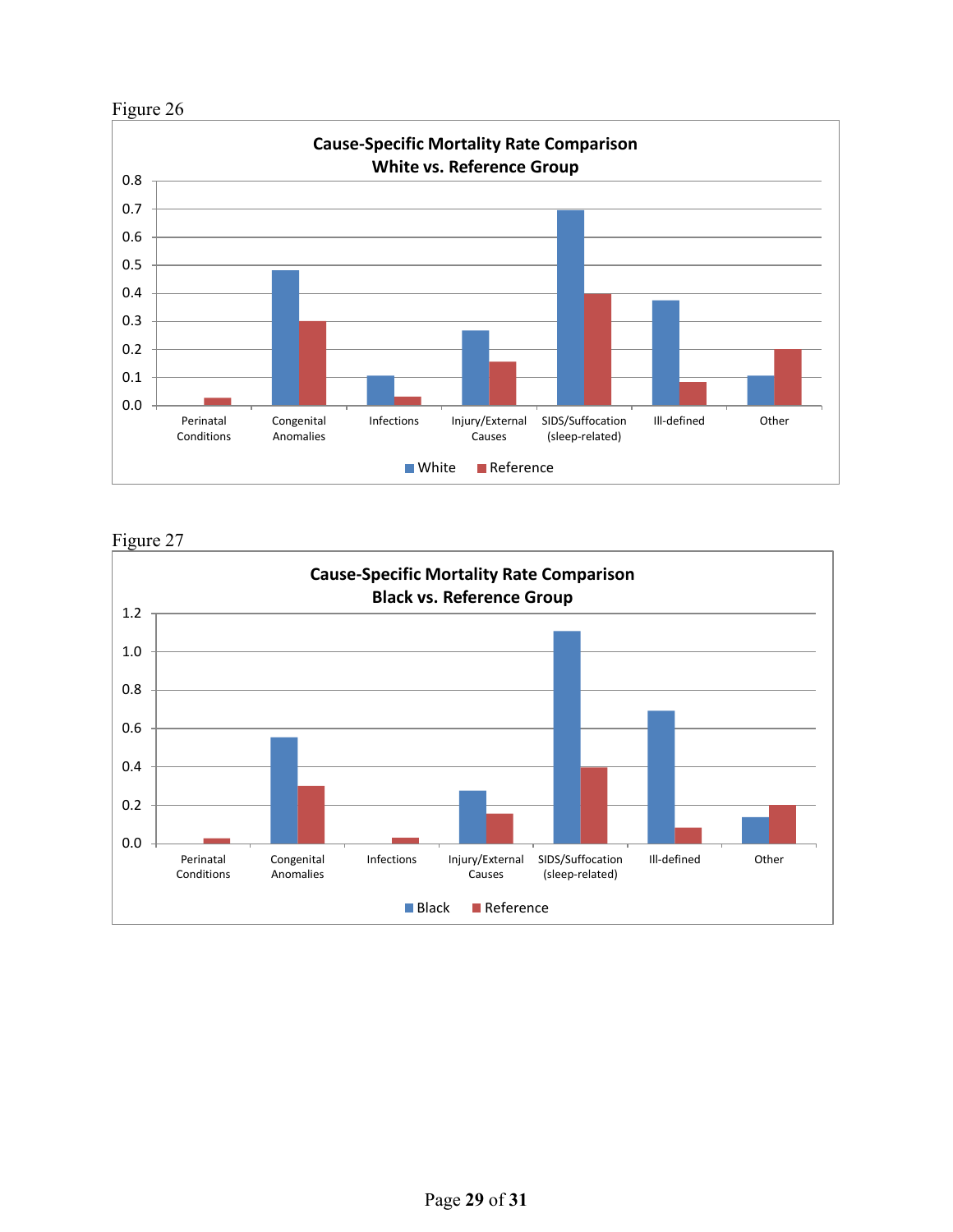Figure 26

**Cause-Specific Mortality Rate Comparison**
**White vs. Reference Group**

| Cause | White | Reference |
|---|---|---|
| Perinatal Conditions | | 0.03 |
| Congenital Anomalies | 0.48 | 0.30 |
| Infections | 0.11 | 0.03 |
| Injury/External Causes | 0.27 | 0.16 |
| SIDS/Suffocation (sleep-related) | 0.70 | 0.40 |
| Ill-defined | 0.38 | 0.09 |
| Other | 0.11 | 0.20 |

Figure 27

**Cause-Specific Mortality Rate Comparison**
**Black vs. Reference Group**

| Cause | Black | Reference |
|---|---|---|
| Perinatal Conditions | | 0.03 |
| Congenital Anomalies | 0.55 | 0.30 |
| Infections | | 0.03 |
| Injury/External Causes | 0.28 | 0.16 |
| SIDS/Suffocation (sleep-related) | 1.11 | 0.40 |
| Ill-defined | 0.69 | 0.09 |
| Other | 0.14 | 0.20 |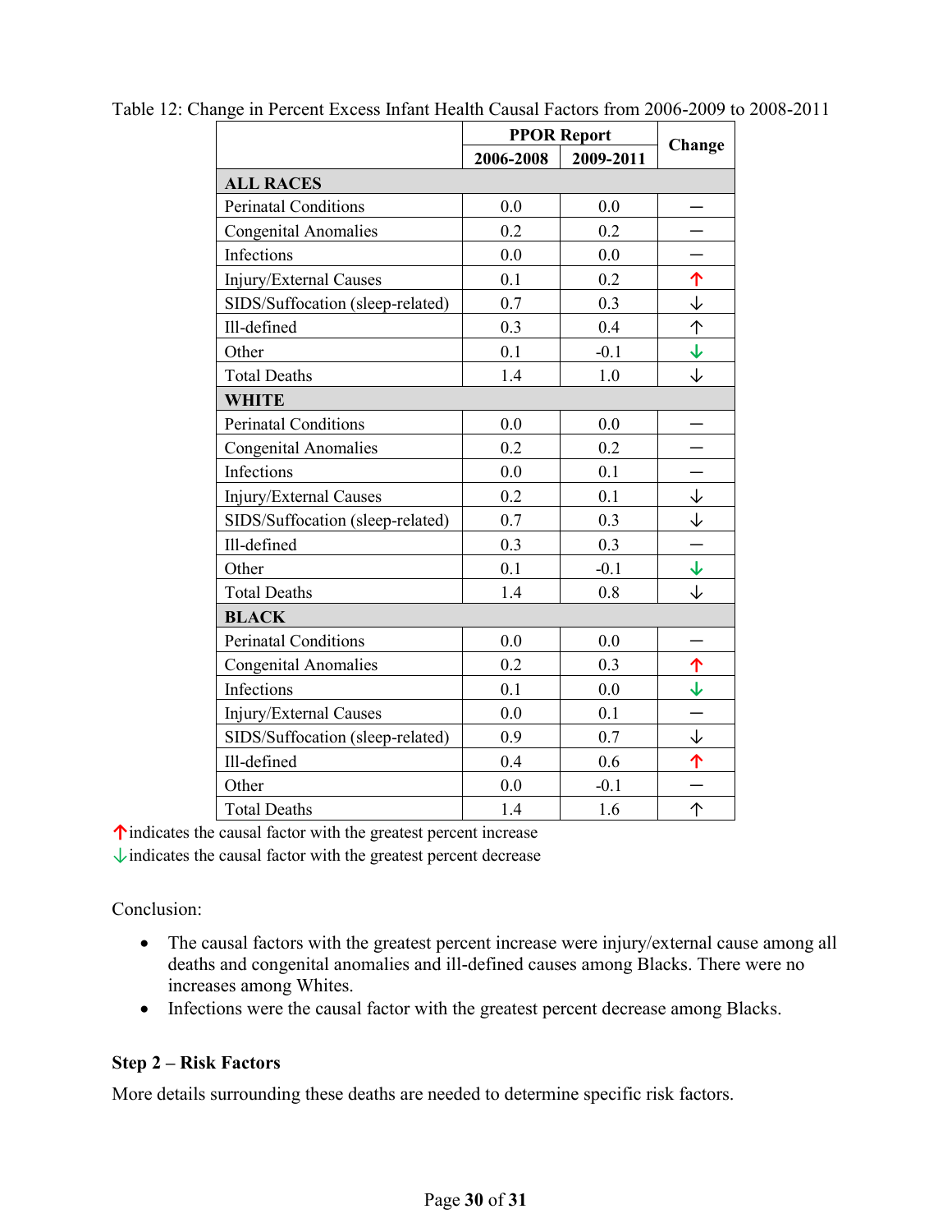Table 12: Change in Percent Excess Infant Health Causal Factors from 2006-2009 to 2008-2011

| | PPOR Report | | Change |
|---|---|---|---|
| | 2006-2008 | 2009-2011 | |
| **ALL RACES** | | | |
| Perinatal Conditions | 0.0 | 0.0 | — |
| Congenital Anomalies | 0.2 | 0.2 | — |
| Infections | 0.0 | 0.0 | — |
| Injury/External Causes | 0.1 | 0.2 | ↑ |
| SIDS/Suffocation (sleep-related) | 0.7 | 0.3 | ↓ |
| Ill-defined | 0.3 | 0.4 | ↑ |
| Other | 0.1 | -0.1 | ↓ |
| Total Deaths | 1.4 | 1.0 | ↓ |
| **WHITE** | | | |
| Perinatal Conditions | 0.0 | 0.0 | — |
| Congenital Anomalies | 0.2 | 0.2 | — |
| Infections | 0.0 | 0.1 | — |
| Injury/External Causes | 0.2 | 0.1 | ↓ |
| SIDS/Suffocation (sleep-related) | 0.7 | 0.3 | ↓ |
| Ill-defined | 0.3 | 0.3 | — |
| Other | 0.1 | -0.1 | ↓ |
| Total Deaths | 1.4 | 0.8 | ↓ |
| **BLACK** | | | |
| Perinatal Conditions | 0.0 | 0.0 | — |
| Congenital Anomalies | 0.2 | 0.3 | ↑ |
| Infections | 0.1 | 0.0 | ↓ |
| Injury/External Causes | 0.0 | 0.1 | — |
| SIDS/Suffocation (sleep-related) | 0.9 | 0.7 | ↓ |
| Ill-defined | 0.4 | 0.6 | ↑ |
| Other | 0.0 | -0.1 | — |
| Total Deaths | 1.4 | 1.6 | ↑ |

↑indicates the causal factor with the greatest percent increase
↓indicates the causal factor with the greatest percent decrease

Conclusion:

- The causal factors with the greatest percent increase were injury/external cause among all deaths and congenital anomalies and ill-defined causes among Blacks. There were no increases among Whites.
- Infections were the causal factor with the greatest percent decrease among Blacks.

**Step 2 – Risk Factors**

More details surrounding these deaths are needed to determine specific risk factors.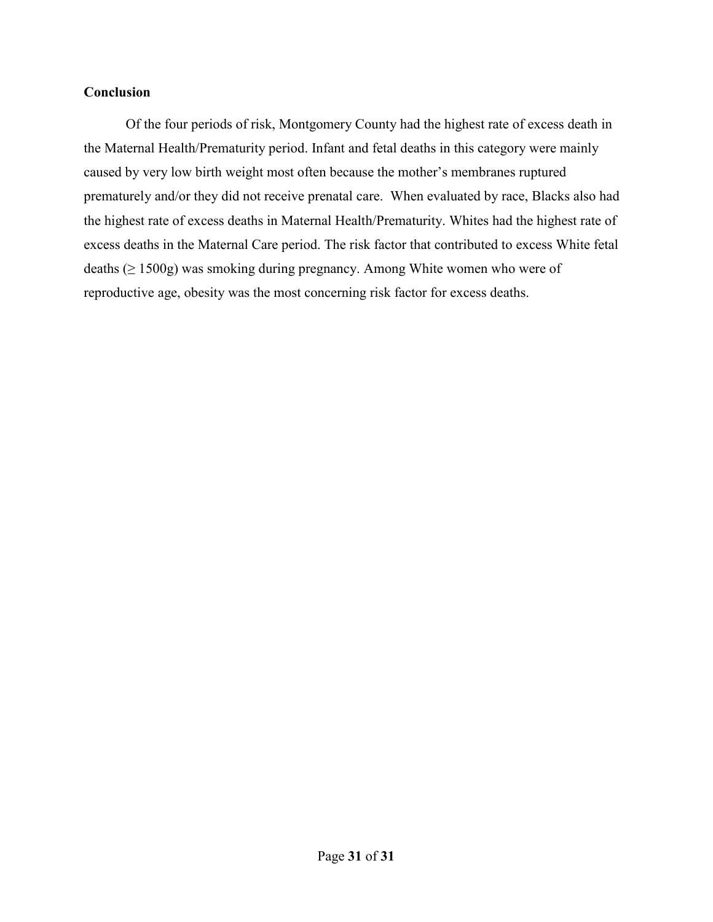**Conclusion**

Of the four periods of risk, Montgomery County had the highest rate of excess death in the Maternal Health/Prematurity period. Infant and fetal deaths in this category were mainly caused by very low birth weight most often because the mother's membranes ruptured prematurely and/or they did not receive prenatal care. When evaluated by race, Blacks also had the highest rate of excess deaths in Maternal Health/Prematurity. Whites had the highest rate of excess deaths in the Maternal Care period. The risk factor that contributed to excess White fetal deaths ($\geq$ 1500g) was smoking during pregnancy. Among White women who were of reproductive age, obesity was the most concerning risk factor for excess deaths.